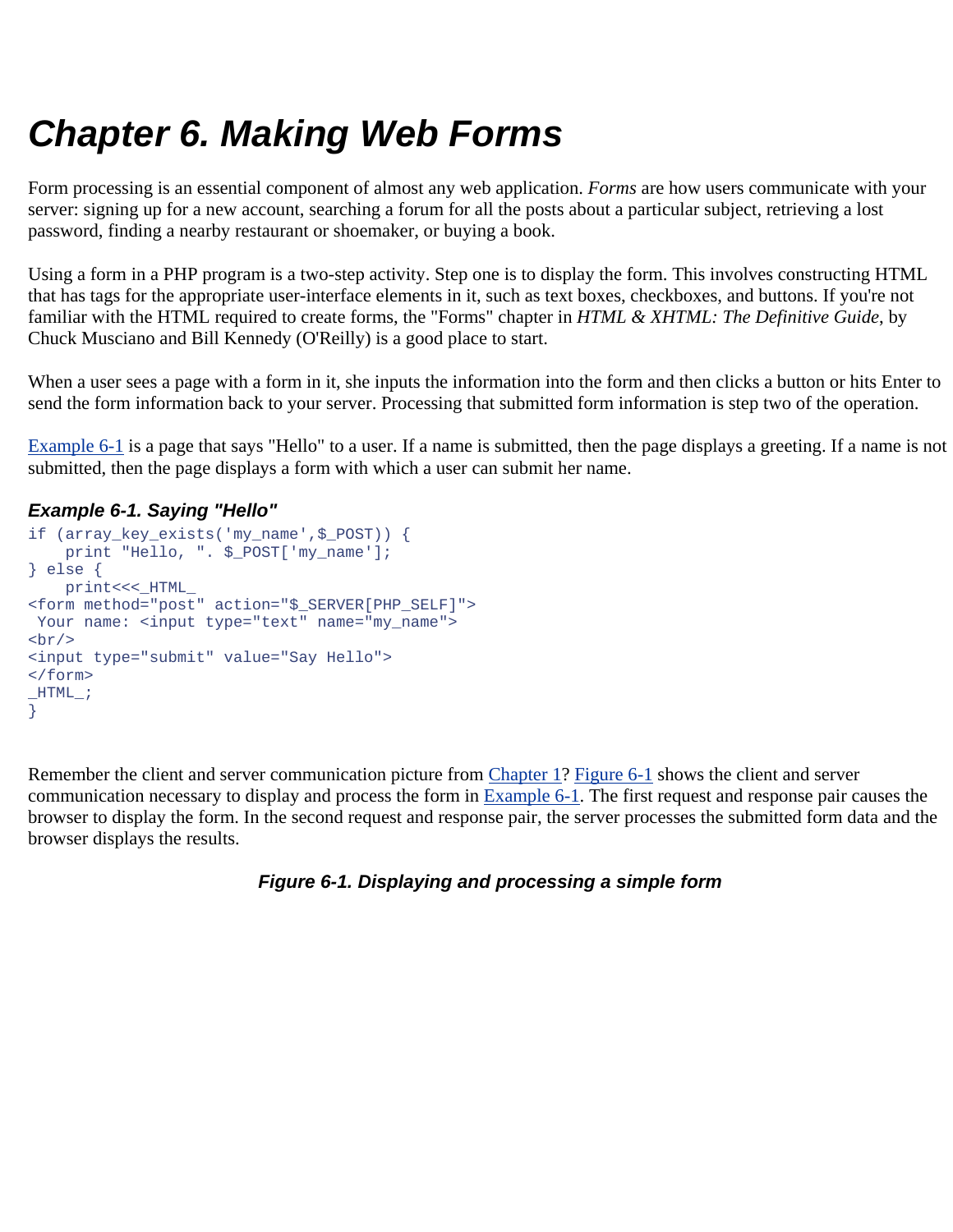# Chapter 6. Making Web Forms

Form processing is an essential component of almost any web application. *Forms* are how users communicate with your server: signing up for a new account, searching a forum for all the posts about a particular subject, retrieving a lost password, finding a nearby restaurant or shoemaker, or buying a book.

Using a form in a PHP program is a two-step activity. Step one is to display the form. This involves constructing HTML that has tags for the appropriate user-interface elements in it, such as text boxes, checkboxes, and buttons. If you're not familiar with the HTML required to create forms, the "Forms" chapter in *HTML & XHTML: The Definitive Guide*, by Chuck Musciano and Bill Kennedy (O'Reilly) is a good place to start.

When a user sees a page with a form in it, she inputs the information into the form and then clicks a button or hits Enter to send the form information back to your server. Processing that submitted form information is step two of the operation.

Example 6-1 is a page that says "Hello" to a user. If a name is submitted, then the page displays a greeting. If a name is not submitted, then the page displays a form with which a user can submit her name.

### Example 6-1. Saying "Hello"

```
if (array_key_exists('my_name',$_POST)) {
    print "Hello, ". $_POST['my_name'];
} else {
    print<<<_HTML_
<form method="post" action="$_SERVER[PHP_SELF]">
 Your name: <input type="text" name="my_name">
<br/>
<input type="submit" value="Say Hello">
</form>
_HTML_;
}
```

Remember the client and server communication picture from Chapter 1? Figure 6-1 shows the client and server communication necessary to display and process the form in Example 6-1. The first request and response pair causes the browser to display the form. In the second request and response pair, the server processes the submitted form data and the browser displays the results.

**Figure 6-1. Displaying and processing a simple form**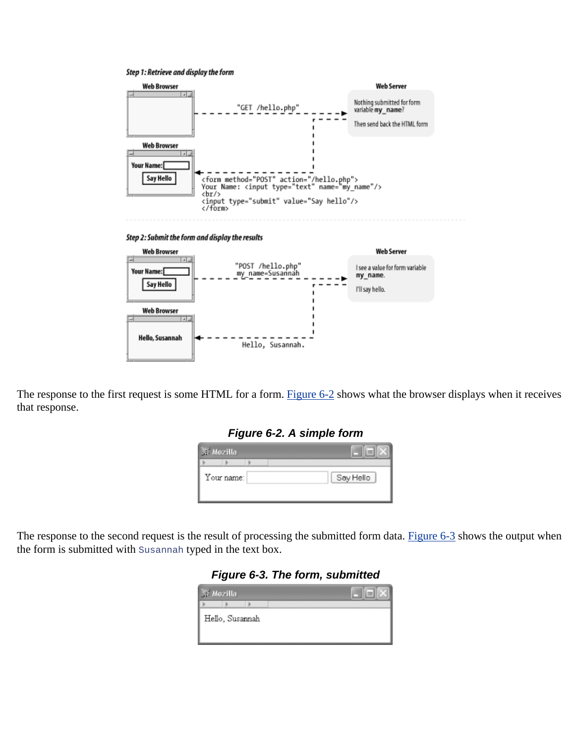Step 1: Retrieve and display the form

Web Browser

"GET /hello.php"

Web Server

Nothing submitted for form variable **my_name**?

Then send back the HTML form

Web Browser

Your Name: Say Hello

```
<form method="POST" action="/hello.php">
Your Name: <input type="text" name="my_name"/>
<br/>
<input type="submit" value="Say hello"/>
</form>
```

Step 2: Submit the form and display the results

Web Browser

Your Name: Say Hello

"POST /hello.php"
my_name=Susannah

Web Server

I see a value for form variable **my_name**.

I'll say hello.

Web Browser

Hello, Susannah

Hello, Susannah.

The response to the first request is some HTML for a form. Figure 6-2 shows what the browser displays when it receives that response.

***Figure 6-2. A simple form***

Your name: Say Hello

The response to the second request is the result of processing the submitted form data. Figure 6-3 shows the output when the form is submitted with `Susannah` typed in the text box.

***Figure 6-3. The form, submitted***

Hello, Susannah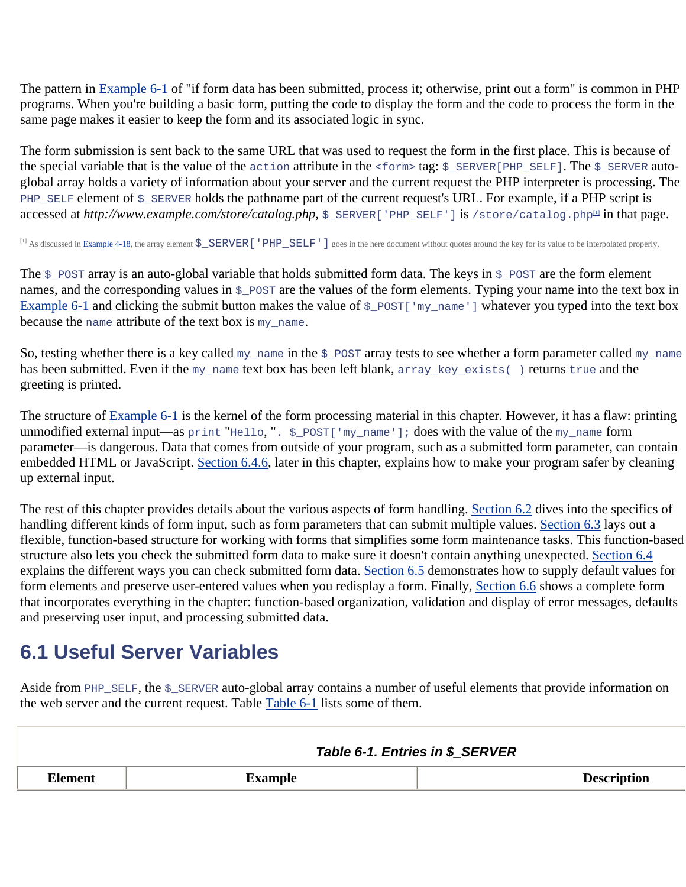The pattern in Example 6-1 of "if form data has been submitted, process it; otherwise, print out a form" is common in PHP programs. When you're building a basic form, putting the code to display the form and the code to process the form in the same page makes it easier to keep the form and its associated logic in sync.

The form submission is sent back to the same URL that was used to request the form in the first place. This is because of the special variable that is the value of the `action` attribute in the `<form>` tag: `$_SERVER[PHP_SELF]`. The `$_SERVER` auto-global array holds a variety of information about your server and the current request the PHP interpreter is processing. The `PHP_SELF` element of `$_SERVER` holds the pathname part of the current request's URL. For example, if a PHP script is accessed at *http://www.example.com/store/catalog.php*, `$_SERVER['PHP_SELF']` is `/store/catalog.php`[1] in that page.

[1] As discussed in Example 4-18, the array element `$_SERVER['PHP_SELF']` goes in the here document without quotes around the key for its value to be interpolated properly.

The `$_POST` array is an auto-global variable that holds submitted form data. The keys in `$_POST` are the form element names, and the corresponding values in `$_POST` are the values of the form elements. Typing your name into the text box in Example 6-1 and clicking the submit button makes the value of `$_POST['my_name']` whatever you typed into the text box because the `name` attribute of the text box is `my_name`.

So, testing whether there is a key called `my_name` in the `$_POST` array tests to see whether a form parameter called `my_name` has been submitted. Even if the `my_name` text box has been left blank, `array_key_exists( )` returns `true` and the greeting is printed.

The structure of Example 6-1 is the kernel of the form processing material in this chapter. However, it has a flaw: printing unmodified external input—as `print "Hello, ". $_POST['my_name'];` does with the value of the `my_name` form parameter—is dangerous. Data that comes from outside of your program, such as a submitted form parameter, can contain embedded HTML or JavaScript. Section 6.4.6, later in this chapter, explains how to make your program safer by cleaning up external input.

The rest of this chapter provides details about the various aspects of form handling. Section 6.2 dives into the specifics of handling different kinds of form input, such as form parameters that can submit multiple values. Section 6.3 lays out a flexible, function-based structure for working with forms that simplifies some form maintenance tasks. This function-based structure also lets you check the submitted form data to make sure it doesn't contain anything unexpected. Section 6.4 explains the different ways you can check submitted form data. Section 6.5 demonstrates how to supply default values for form elements and preserve user-entered values when you redisplay a form. Finally, Section 6.6 shows a complete form that incorporates everything in the chapter: function-based organization, validation and display of error messages, defaults and preserving user input, and processing submitted data.

## 6.1 Useful Server Variables

Aside from `PHP_SELF`, the `$_SERVER` auto-global array contains a number of useful elements that provide information on the web server and the current request. Table Table 6-1 lists some of them.

**Table 6-1. Entries in $_SERVER**

| Element | Example | Description |
| --- | --- | --- |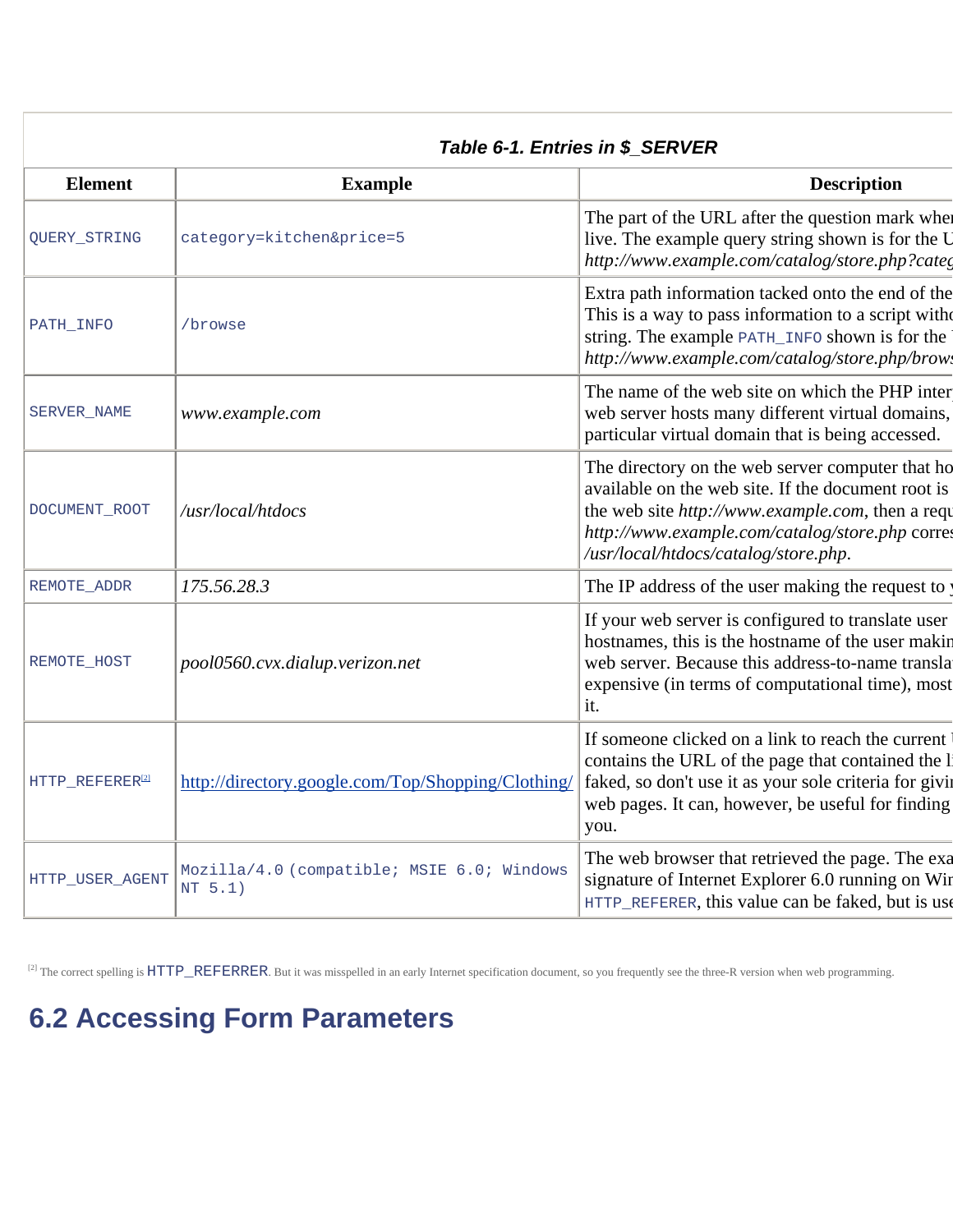**Table 6-1. Entries in $_SERVER**

| Element | Example | Description |
| --- | --- | --- |
| `QUERY_STRING` | `category=kitchen&price=5` | The part of the URL after the question mark wher live. The example query string shown is for the U *http://www.example.com/catalog/store.php?categ* |
| `PATH_INFO` | `/browse` | Extra path information tacked onto the end of the This is a way to pass information to a script witho string. The example `PATH_INFO` shown is for the *http://www.example.com/catalog/store.php/brows* |
| `SERVER_NAME` | *www.example.com* | The name of the web site on which the PHP inter web server hosts many different virtual domains, particular virtual domain that is being accessed. |
| `DOCUMENT_ROOT` | */usr/local/htdocs* | The directory on the web server computer that ho available on the web site. If the document root is the web site *http://www.example.com*, then a requ *http://www.example.com/catalog/store.php* corres */usr/local/htdocs/catalog/store.php*. |
| `REMOTE_ADDR` | *175.56.28.3* | The IP address of the user making the request to y |
| `REMOTE_HOST` | *pool0560.cvx.dialup.verizon.net* | If your web server is configured to translate user hostnames, this is the hostname of the user makin web server. Because this address-to-name transla expensive (in terms of computational time), most it. |
| `HTTP_REFERER`[2] | http://directory.google.com/Top/Shopping/Clothing/ | If someone clicked on a link to reach the current contains the URL of the page that contained the li faked, so don't use it as your sole criteria for givi web pages. It can, however, be useful for finding you. |
| `HTTP_USER_AGENT` | `Mozilla/4.0 (compatible; MSIE 6.0; Windows NT 5.1)` | The web browser that retrieved the page. The exa signature of Internet Explorer 6.0 running on Wir `HTTP_REFERER`, this value can be faked, but is use |

[2] The correct spelling is `HTTP_REFERRER`. But it was misspelled in an early Internet specification document, so you frequently see the three-R version when web programming.

## 6.2 Accessing Form Parameters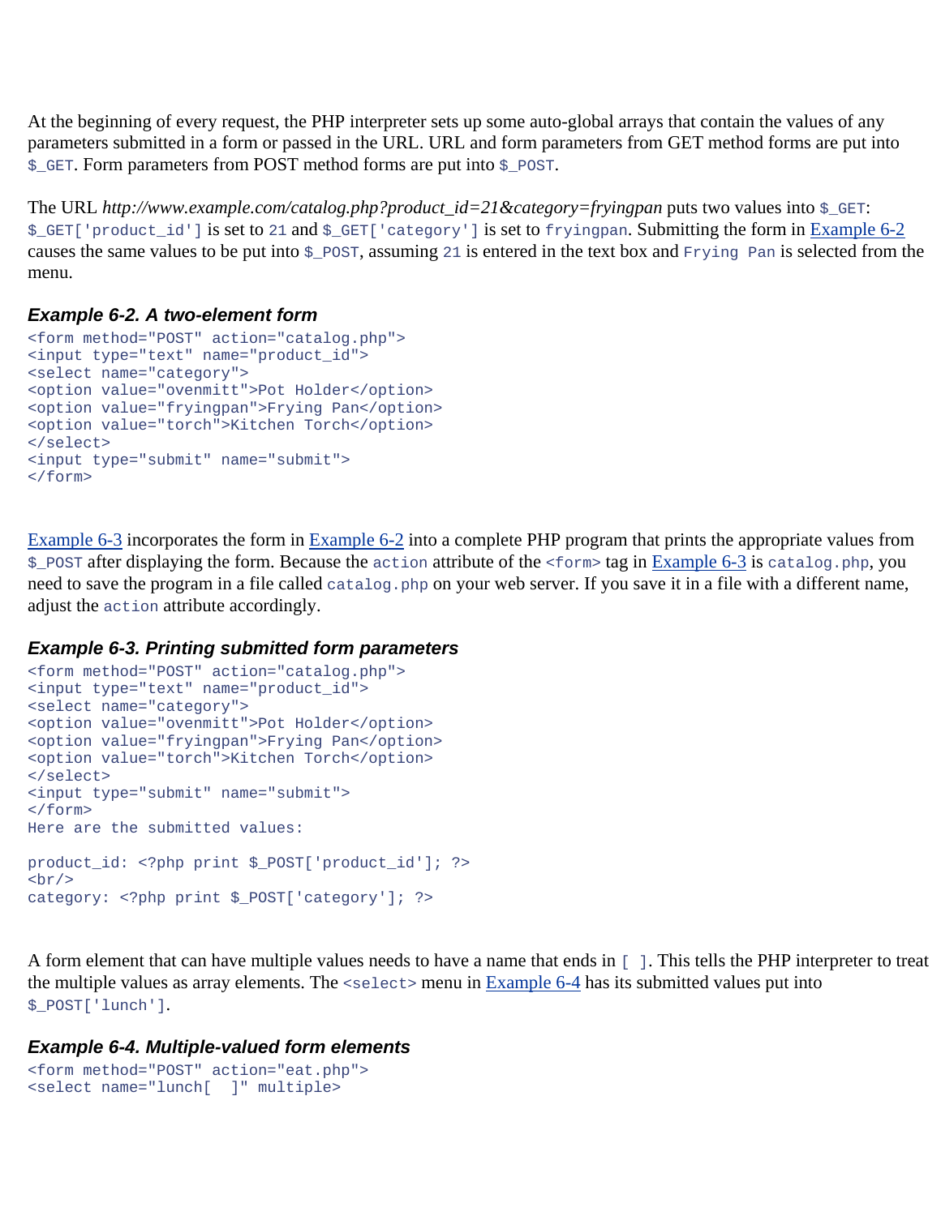At the beginning of every request, the PHP interpreter sets up some auto-global arrays that contain the values of any parameters submitted in a form or passed in the URL. URL and form parameters from GET method forms are put into `$_GET`. Form parameters from POST method forms are put into `$_POST`.

The URL *http://www.example.com/catalog.php?product_id=21&category=fryingpan* puts two values into `$_GET`: `$_GET['product_id']` is set to `21` and `$_GET['category']` is set to `fryingpan`. Submitting the form in Example 6-2 causes the same values to be put into `$_POST`, assuming `21` is entered in the text box and `Frying Pan` is selected from the menu.

#### *Example 6-2. A two-element form*

```
<form method="POST" action="catalog.php">
<input type="text" name="product_id">
<select name="category">
<option value="ovenmitt">Pot Holder</option>
<option value="fryingpan">Frying Pan</option>
<option value="torch">Kitchen Torch</option>
</select>
<input type="submit" name="submit">
</form>
```

Example 6-3 incorporates the form in Example 6-2 into a complete PHP program that prints the appropriate values from `$_POST` after displaying the form. Because the `action` attribute of the `<form>` tag in Example 6-3 is `catalog.php`, you need to save the program in a file called `catalog.php` on your web server. If you save it in a file with a different name, adjust the `action` attribute accordingly.

#### *Example 6-3. Printing submitted form parameters*

```
<form method="POST" action="catalog.php">
<input type="text" name="product_id">
<select name="category">
<option value="ovenmitt">Pot Holder</option>
<option value="fryingpan">Frying Pan</option>
<option value="torch">Kitchen Torch</option>
</select>
<input type="submit" name="submit">
</form>
Here are the submitted values:

product_id: <?php print $_POST['product_id']; ?>
<br/>
category: <?php print $_POST['category']; ?>
```

A form element that can have multiple values needs to have a name that ends in `[ ]`. This tells the PHP interpreter to treat the multiple values as array elements. The `<select>` menu in Example 6-4 has its submitted values put into `$_POST['lunch']`.

#### *Example 6-4. Multiple-valued form elements*

```
<form method="POST" action="eat.php">
<select name="lunch[  ]" multiple>
```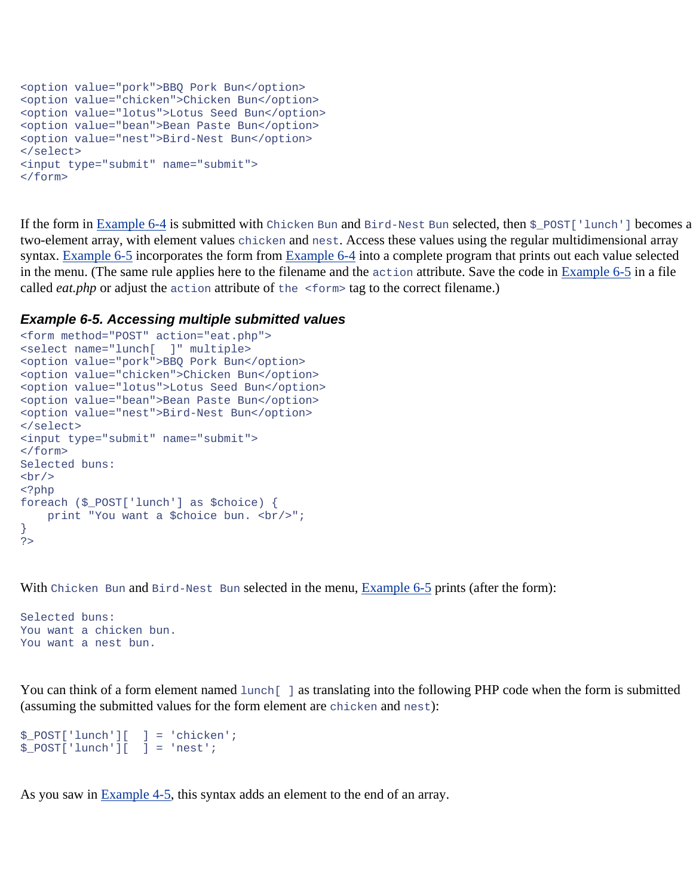```
<option value="pork">BBQ Pork Bun</option>
<option value="chicken">Chicken Bun</option>
<option value="lotus">Lotus Seed Bun</option>
<option value="bean">Bean Paste Bun</option>
<option value="nest">Bird-Nest Bun</option>
</select>
<input type="submit" name="submit">
</form>
```

If the form in Example 6-4 is submitted with `Chicken Bun` and `Bird-Nest Bun` selected, then `$_POST['lunch']` becomes a two-element array, with element values `chicken` and `nest`. Access these values using the regular multidimensional array syntax. Example 6-5 incorporates the form from Example 6-4 into a complete program that prints out each value selected in the menu. (The same rule applies here to the filename and the `action` attribute. Save the code in Example 6-5 in a file called *eat.php* or adjust the `action` attribute of `the <form>` tag to the correct filename.)

### *Example 6-5. Accessing multiple submitted values*

```
<form method="POST" action="eat.php">
<select name="lunch[  ]" multiple>
<option value="pork">BBQ Pork Bun</option>
<option value="chicken">Chicken Bun</option>
<option value="lotus">Lotus Seed Bun</option>
<option value="bean">Bean Paste Bun</option>
<option value="nest">Bird-Nest Bun</option>
</select>
<input type="submit" name="submit">
</form>
Selected buns:
<br/>
<?php
foreach ($_POST['lunch'] as $choice) {
    print "You want a $choice bun. <br/>";
}
?>
```

With `Chicken Bun` and `Bird-Nest Bun` selected in the menu, Example 6-5 prints (after the form):

```
Selected buns:
You want a chicken bun.
You want a nest bun.
```

You can think of a form element named `lunch[ ]` as translating into the following PHP code when the form is submitted (assuming the submitted values for the form element are `chicken` and `nest`):

```
$_POST['lunch'][  ] = 'chicken';
$_POST['lunch'][  ] = 'nest';
```

As you saw in Example 4-5, this syntax adds an element to the end of an array.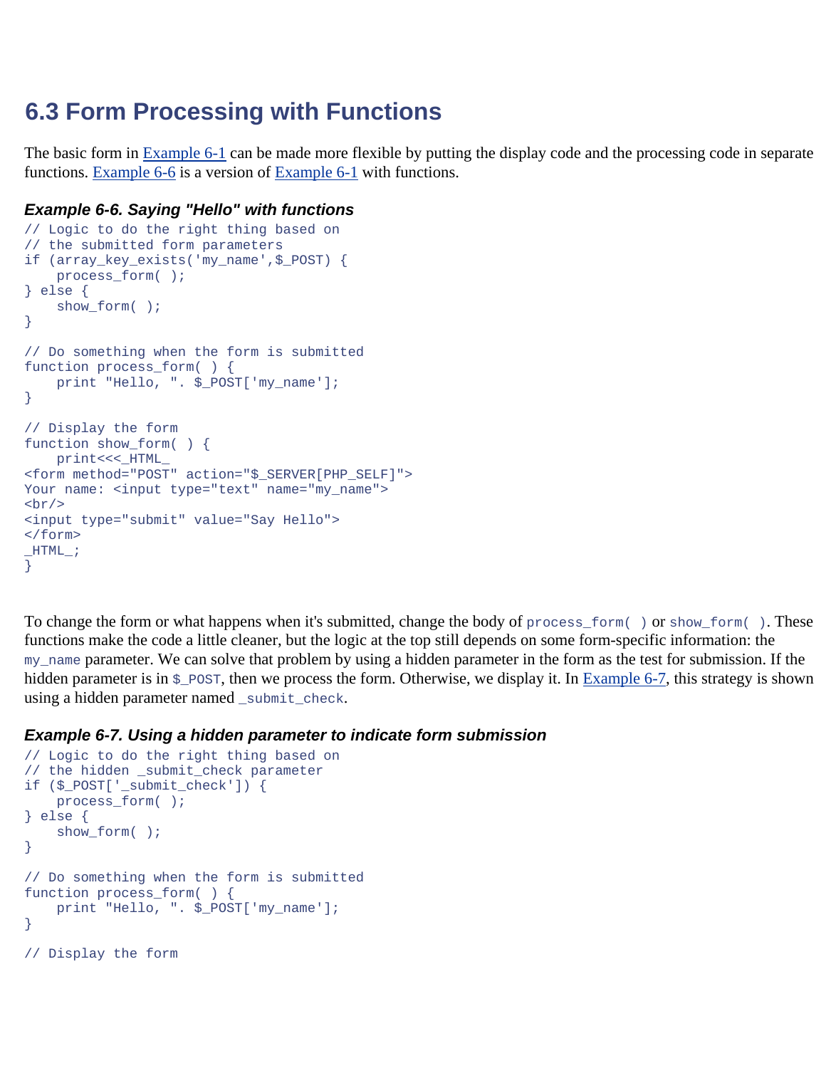## 6.3 Form Processing with Functions

The basic form in Example 6-1 can be made more flexible by putting the display code and the processing code in separate functions. Example 6-6 is a version of Example 6-1 with functions.

***Example 6-6. Saying "Hello" with functions***

```
// Logic to do the right thing based on
// the submitted form parameters
if (array_key_exists('my_name',$_POST) {
    process_form( );
} else {
    show_form( );
}

// Do something when the form is submitted
function process_form( ) {
    print "Hello, ". $_POST['my_name'];
}

// Display the form
function show_form( ) {
    print<<<_HTML_
<form method="POST" action="$_SERVER[PHP_SELF]">
Your name: <input type="text" name="my_name">
<br/>
<input type="submit" value="Say Hello">
</form>
_HTML_;
}
```

To change the form or what happens when it's submitted, change the body of `process_form( )` or `show_form( )`. These functions make the code a little cleaner, but the logic at the top still depends on some form-specific information: the `my_name` parameter. We can solve that problem by using a hidden parameter in the form as the test for submission. If the hidden parameter is in `$_POST`, then we process the form. Otherwise, we display it. In Example 6-7, this strategy is shown using a hidden parameter named `_submit_check`.

***Example 6-7. Using a hidden parameter to indicate form submission***

```
// Logic to do the right thing based on
// the hidden _submit_check parameter
if ($_POST['_submit_check']) {
    process_form( );
} else {
    show_form( );
}

// Do something when the form is submitted
function process_form( ) {
    print "Hello, ". $_POST['my_name'];
}

// Display the form
```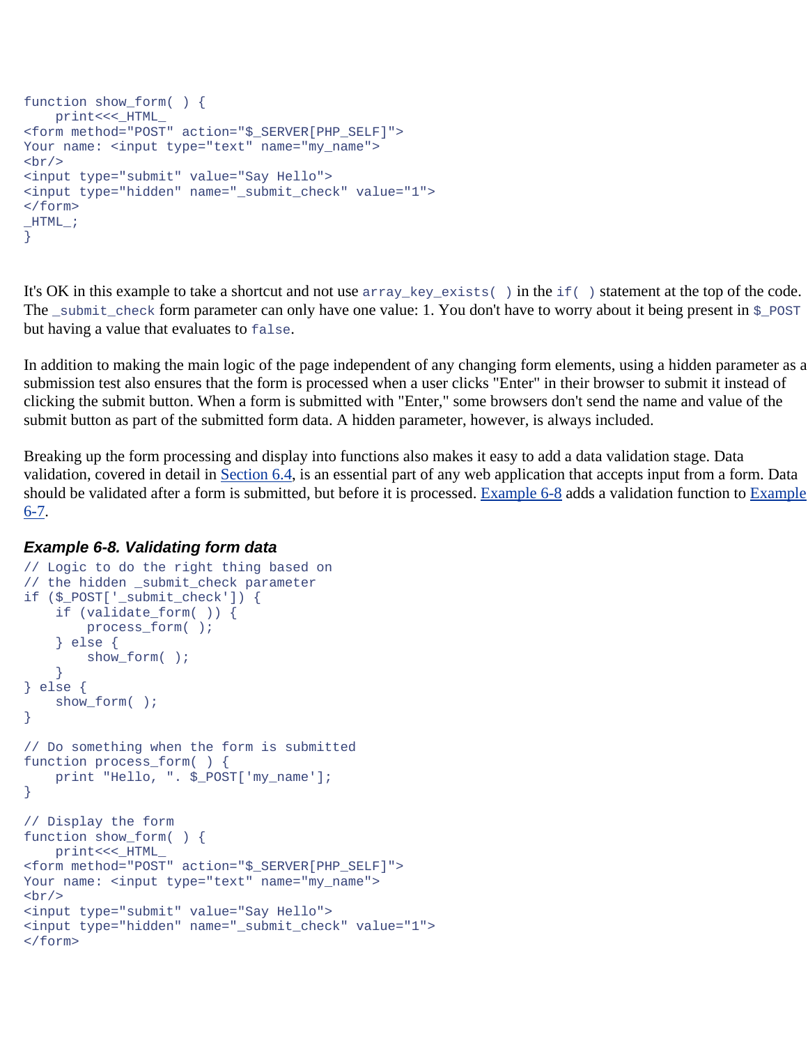```
function show_form( ) {
    print<<<_HTML_
<form method="POST" action="$_SERVER[PHP_SELF]">
Your name: <input type="text" name="my_name">
<br/>
<input type="submit" value="Say Hello">
<input type="hidden" name="_submit_check" value="1">
</form>
_HTML_;
}
```

It's OK in this example to take a shortcut and not use `array_key_exists( )` in the `if( )` statement at the top of the code. The `_submit_check` form parameter can only have one value: 1. You don't have to worry about it being present in `$_POST` but having a value that evaluates to `false`.

In addition to making the main logic of the page independent of any changing form elements, using a hidden parameter as a submission test also ensures that the form is processed when a user clicks "Enter" in their browser to submit it instead of clicking the submit button. When a form is submitted with "Enter," some browsers don't send the name and value of the submit button as part of the submitted form data. A hidden parameter, however, is always included.

Breaking up the form processing and display into functions also makes it easy to add a data validation stage. Data validation, covered in detail in Section 6.4, is an essential part of any web application that accepts input from a form. Data should be validated after a form is submitted, but before it is processed. Example 6-8 adds a validation function to Example 6-7.

### *Example 6-8. Validating form data*

```
// Logic to do the right thing based on
// the hidden _submit_check parameter
if ($_POST['_submit_check']) {
    if (validate_form( )) {
        process_form( );
    } else {
        show_form( );
    }
} else {
    show_form( );
}

// Do something when the form is submitted
function process_form( ) {
    print "Hello, ". $_POST['my_name'];
}

// Display the form
function show_form( ) {
    print<<<_HTML_
<form method="POST" action="$_SERVER[PHP_SELF]">
Your name: <input type="text" name="my_name">
<br/>
<input type="submit" value="Say Hello">
<input type="hidden" name="_submit_check" value="1">
</form>
```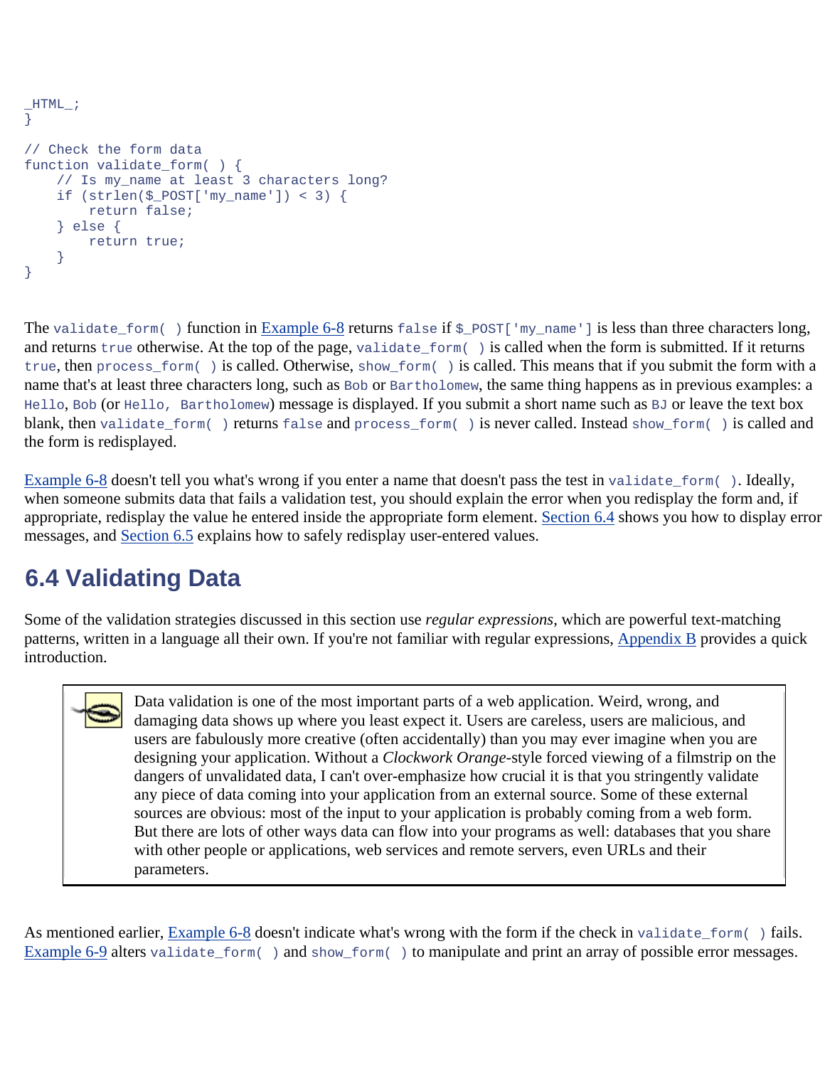```
_HTML_;
}

// Check the form data
function validate_form( ) {
    // Is my_name at least 3 characters long?
    if (strlen($_POST['my_name']) < 3) {
        return false;
    } else {
        return true;
    }
}
```

The `validate_form( )` function in Example 6-8 returns `false` if `$_POST['my_name']` is less than three characters long, and returns `true` otherwise. At the top of the page, `validate_form( )` is called when the form is submitted. If it returns `true`, then `process_form( )` is called. Otherwise, `show_form( )` is called. This means that if you submit the form with a name that's at least three characters long, such as `Bob` or `Bartholomew`, the same thing happens as in previous examples: a `Hello, Bob` (or `Hello, Bartholomew`) message is displayed. If you submit a short name such as `BJ` or leave the text box blank, then `validate_form( )` returns `false` and `process_form( )` is never called. Instead `show_form( )` is called and the form is redisplayed.

Example 6-8 doesn't tell you what's wrong if you enter a name that doesn't pass the test in `validate_form( )`. Ideally, when someone submits data that fails a validation test, you should explain the error when you redisplay the form and, if appropriate, redisplay the value he entered inside the appropriate form element. Section 6.4 shows you how to display error messages, and Section 6.5 explains how to safely redisplay user-entered values.

## 6.4 Validating Data

Some of the validation strategies discussed in this section use *regular expressions*, which are powerful text-matching patterns, written in a language all their own. If you're not familiar with regular expressions, Appendix B provides a quick introduction.

> Data validation is one of the most important parts of a web application. Weird, wrong, and damaging data shows up where you least expect it. Users are careless, users are malicious, and users are fabulously more creative (often accidentally) than you may ever imagine when you are designing your application. Without a *Clockwork Orange*-style forced viewing of a filmstrip on the dangers of unvalidated data, I can't over-emphasize how crucial it is that you stringently validate any piece of data coming into your application from an external source. Some of these external sources are obvious: most of the input to your application is probably coming from a web form. But there are lots of other ways data can flow into your programs as well: databases that you share with other people or applications, web services and remote servers, even URLs and their parameters.

As mentioned earlier, Example 6-8 doesn't indicate what's wrong with the form if the check in `validate_form( )` fails. Example 6-9 alters `validate_form( )` and `show_form( )` to manipulate and print an array of possible error messages.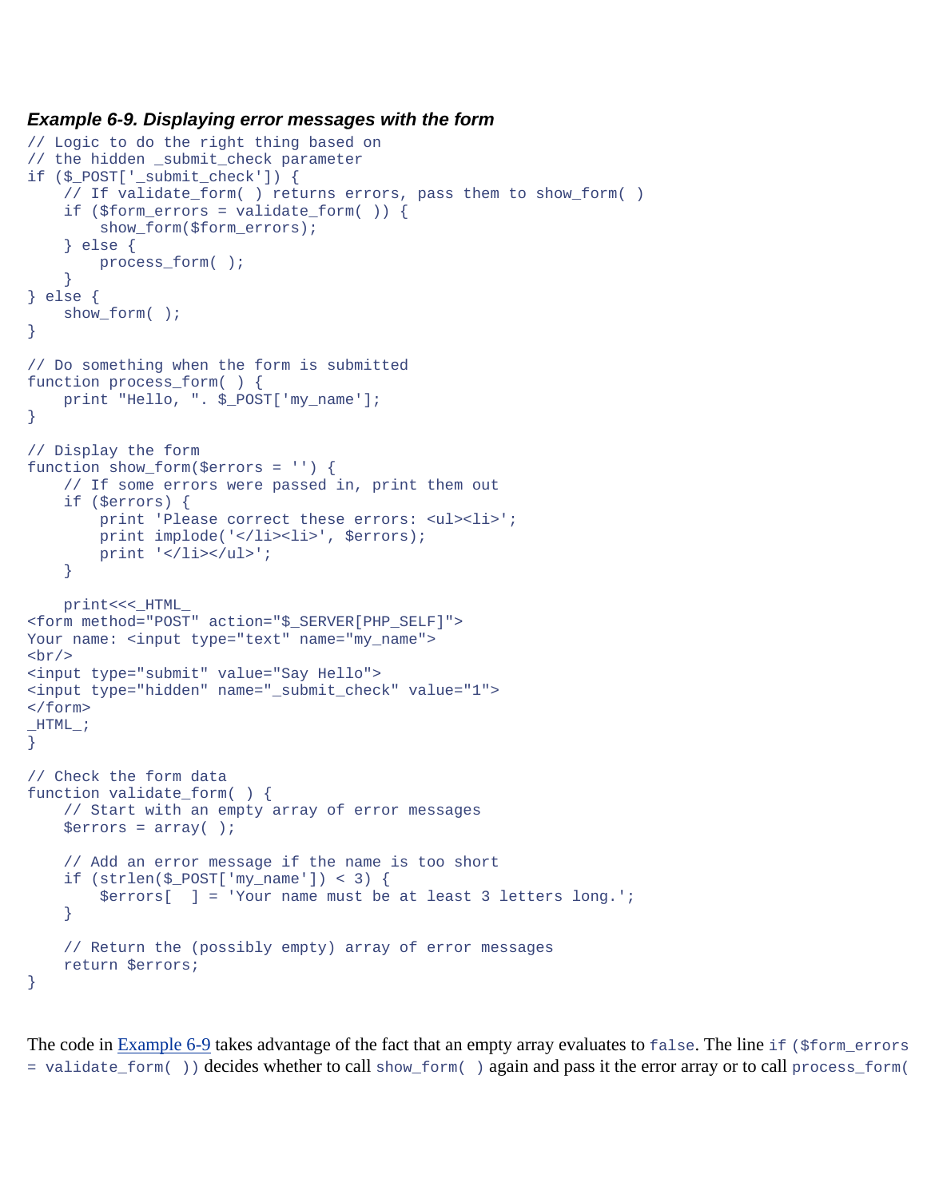***Example 6-9. Displaying error messages with the form***

```
// Logic to do the right thing based on
// the hidden _submit_check parameter
if ($_POST['_submit_check']) {
    // If validate_form( ) returns errors, pass them to show_form( )
    if ($form_errors = validate_form( )) {
        show_form($form_errors);
    } else {
        process_form( );
    }
} else {
    show_form( );
}

// Do something when the form is submitted
function process_form( ) {
    print "Hello, ". $_POST['my_name'];
}

// Display the form
function show_form($errors = '') {
    // If some errors were passed in, print them out
    if ($errors) {
        print 'Please correct these errors: <ul><li>';
        print implode('</li><li>', $errors);
        print '</li></ul>';
    }

    print<<<_HTML_
<form method="POST" action="$_SERVER[PHP_SELF]">
Your name: <input type="text" name="my_name">
<br/>
<input type="submit" value="Say Hello">
<input type="hidden" name="_submit_check" value="1">
</form>
_HTML_;
}

// Check the form data
function validate_form( ) {
    // Start with an empty array of error messages
    $errors = array( );

    // Add an error message if the name is too short
    if (strlen($_POST['my_name']) < 3) {
        $errors[  ] = 'Your name must be at least 3 letters long.';
    }

    // Return the (possibly empty) array of error messages
    return $errors;
}
```

The code in Example 6-9 takes advantage of the fact that an empty array evaluates to `false`. The line `if ($form_errors = validate_form( ))` decides whether to call `show_form( )` again and pass it the error array or to call `process_form(`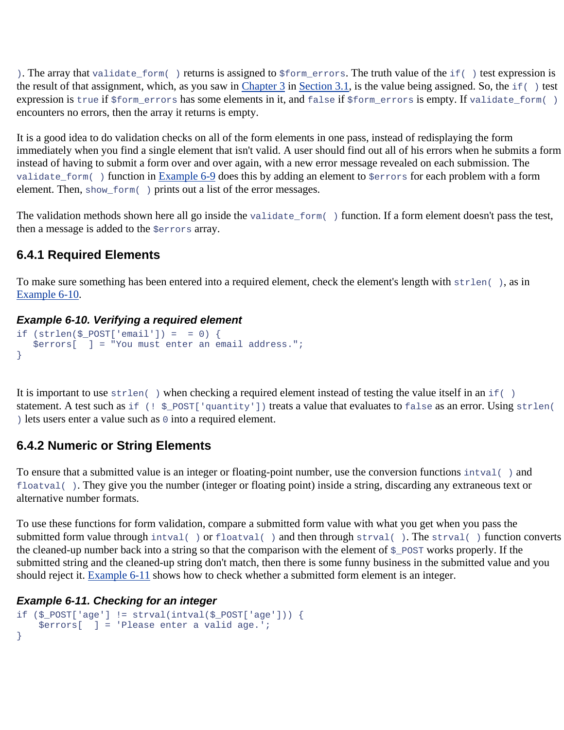). The array that `validate_form( )` returns is assigned to `$form_errors`. The truth value of the `if( )` test expression is the result of that assignment, which, as you saw in Chapter 3 in Section 3.1, is the value being assigned. So, the `if( )` test expression is `true` if `$form_errors` has some elements in it, and `false` if `$form_errors` is empty. If `validate_form( )` encounters no errors, then the array it returns is empty.

It is a good idea to do validation checks on all of the form elements in one pass, instead of redisplaying the form immediately when you find a single element that isn't valid. A user should find out all of his errors when he submits a form instead of having to submit a form over and over again, with a new error message revealed on each submission. The `validate_form( )` function in Example 6-9 does this by adding an element to `$errors` for each problem with a form element. Then, `show_form( )` prints out a list of the error messages.

The validation methods shown here all go inside the `validate_form( )` function. If a form element doesn't pass the test, then a message is added to the `$errors` array.

### 6.4.1 Required Elements

To make sure something has been entered into a required element, check the element's length with `strlen( )`, as in Example 6-10.

***Example 6-10. Verifying a required element***

```
if (strlen($_POST['email']) =  = 0) {
   $errors[  ] = "You must enter an email address.";
}
```

It is important to use `strlen( )` when checking a required element instead of testing the value itself in an `if( )` statement. A test such as `if (! $_POST['quantity'])` treats a value that evaluates to `false` as an error. Using `strlen( )` lets users enter a value such as `0` into a required element.

### 6.4.2 Numeric or String Elements

To ensure that a submitted value is an integer or floating-point number, use the conversion functions `intval( )` and `floatval( )`. They give you the number (integer or floating point) inside a string, discarding any extraneous text or alternative number formats.

To use these functions for form validation, compare a submitted form value with what you get when you pass the submitted form value through `intval( )` or `floatval( )` and then through `strval( )`. The `strval( )` function converts the cleaned-up number back into a string so that the comparison with the element of `$_POST` works properly. If the submitted string and the cleaned-up string don't match, then there is some funny business in the submitted value and you should reject it. Example 6-11 shows how to check whether a submitted form element is an integer.

***Example 6-11. Checking for an integer***

```
if ($_POST['age'] != strval(intval($_POST['age'])) {
    $errors[  ] = 'Please enter a valid age.';
}
```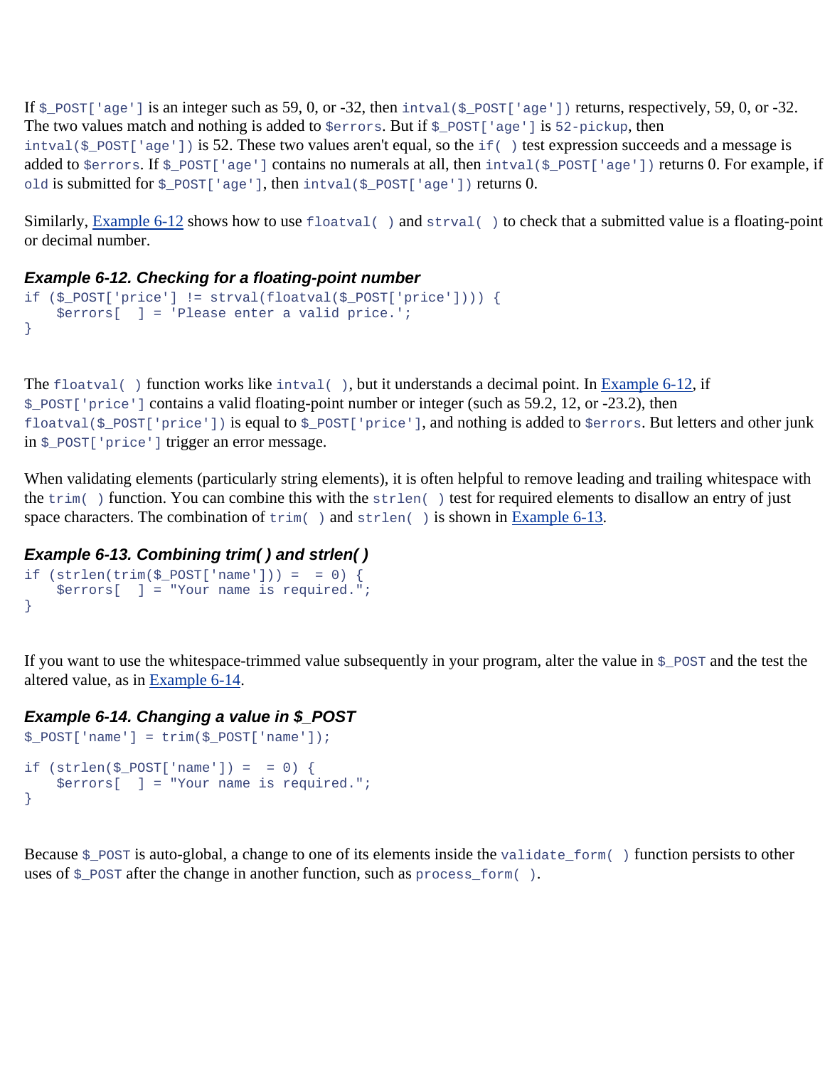If `$_POST['age']` is an integer such as 59, 0, or -32, then `intval($_POST['age'])` returns, respectively, 59, 0, or -32. The two values match and nothing is added to `$errors`. But if `$_POST['age']` is `52-pickup`, then `intval($_POST['age'])` is 52. These two values aren't equal, so the `if( )` test expression succeeds and a message is added to `$errors`. If `$_POST['age']` contains no numerals at all, then `intval($_POST['age'])` returns 0. For example, if `old` is submitted for `$_POST['age']`, then `intval($_POST['age'])` returns 0.

Similarly, Example 6-12 shows how to use `floatval( )` and `strval( )` to check that a submitted value is a floating-point or decimal number.

#### *Example 6-12. Checking for a floating-point number*

```
if ($_POST['price'] != strval(floatval($_POST['price']))) {
    $errors[  ] = 'Please enter a valid price.';
}
```

The `floatval( )` function works like `intval( )`, but it understands a decimal point. In Example 6-12, if `$_POST['price']` contains a valid floating-point number or integer (such as 59.2, 12, or -23.2), then `floatval($_POST['price'])` is equal to `$_POST['price']`, and nothing is added to `$errors`. But letters and other junk in `$_POST['price']` trigger an error message.

When validating elements (particularly string elements), it is often helpful to remove leading and trailing whitespace with the `trim( )` function. You can combine this with the `strlen( )` test for required elements to disallow an entry of just space characters. The combination of `trim( )` and `strlen( )` is shown in Example 6-13.

#### *Example 6-13. Combining trim( ) and strlen( )*

```
if (strlen(trim($_POST['name'])) =  = 0) {
    $errors[  ] = "Your name is required.";
}
```

If you want to use the whitespace-trimmed value subsequently in your program, alter the value in `$_POST` and the test the altered value, as in Example 6-14.

#### *Example 6-14. Changing a value in $_POST*

```
$_POST['name'] = trim($_POST['name']);

if (strlen($_POST['name']) =  = 0) {
    $errors[  ] = "Your name is required.";
}
```

Because `$_POST` is auto-global, a change to one of its elements inside the `validate_form( )` function persists to other uses of `$_POST` after the change in another function, such as `process_form( )`.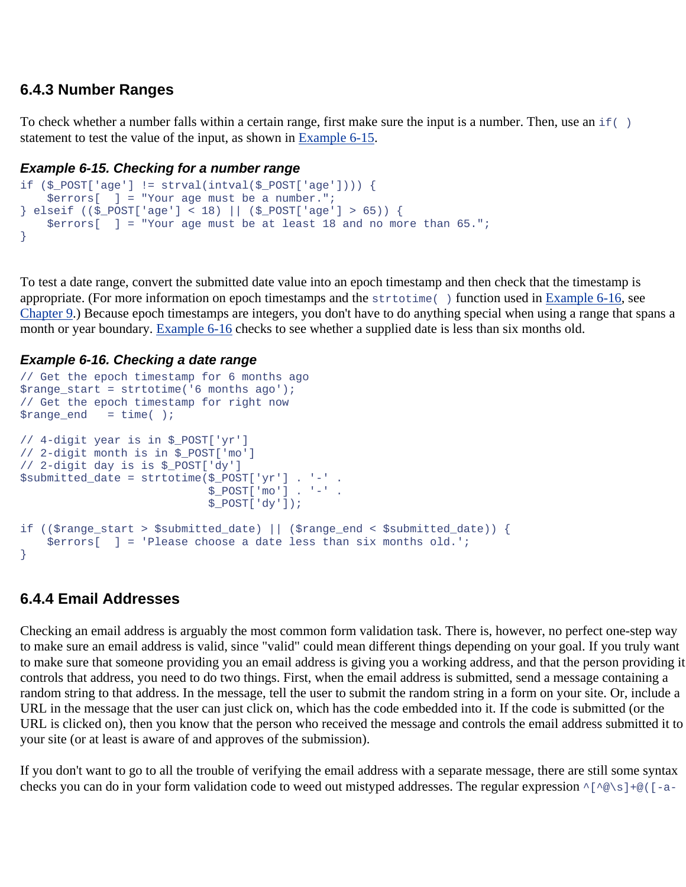### 6.4.3 Number Ranges

To check whether a number falls within a certain range, first make sure the input is a number. Then, use an `if( )` statement to test the value of the input, as shown in Example 6-15.

#### *Example 6-15. Checking for a number range*

```
if ($_POST['age'] != strval(intval($_POST['age']))) {
    $errors[  ] = "Your age must be a number.";
} elseif (($_POST['age'] < 18) || ($_POST['age'] > 65)) {
    $errors[  ] = "Your age must be at least 18 and no more than 65.";
}
```

To test a date range, convert the submitted date value into an epoch timestamp and then check that the timestamp is appropriate. (For more information on epoch timestamps and the `strtotime( )` function used in Example 6-16, see Chapter 9.) Because epoch timestamps are integers, you don't have to do anything special when using a range that spans a month or year boundary. Example 6-16 checks to see whether a supplied date is less than six months old.

#### *Example 6-16. Checking a date range*

```
// Get the epoch timestamp for 6 months ago
$range_start = strtotime('6 months ago');
// Get the epoch timestamp for right now
$range_end   = time( );

// 4-digit year is in $_POST['yr']
// 2-digit month is in $_POST['mo']
// 2-digit day is is $_POST['dy']
$submitted_date = strtotime($_POST['yr'] . '-' .
                            $_POST['mo'] . '-' .
                            $_POST['dy']);

if (($range_start > $submitted_date) || ($range_end < $submitted_date)) {
    $errors[  ] = 'Please choose a date less than six months old.';
}
```

### 6.4.4 Email Addresses

Checking an email address is arguably the most common form validation task. There is, however, no perfect one-step way to make sure an email address is valid, since "valid" could mean different things depending on your goal. If you truly want to make sure that someone providing you an email address is giving you a working address, and that the person providing it controls that address, you need to do two things. First, when the email address is submitted, send a message containing a random string to that address. In the message, tell the user to submit the random string in a form on your site. Or, include a URL in the message that the user can just click on, which has the code embedded into it. If the code is submitted (or the URL is clicked on), then you know that the person who received the message and controls the email address submitted it to your site (or at least is aware of and approves of the submission).

If you don't want to go to all the trouble of verifying the email address with a separate message, there are still some syntax checks you can do in your form validation code to weed out mistyped addresses. The regular expression `^[^@\s]+@([-a-`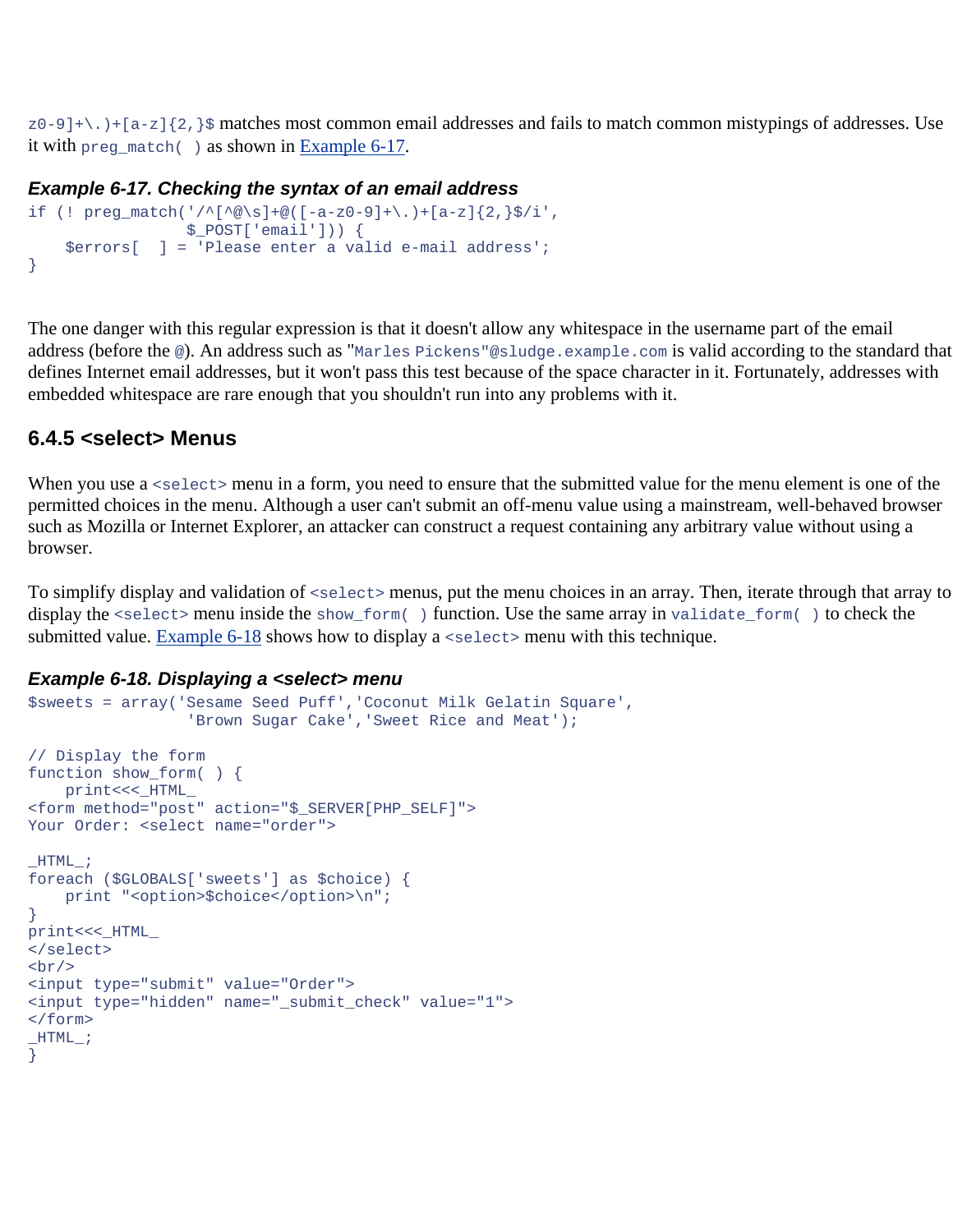`z0-9]+\.)+[a-z]{2,}$` matches most common email addresses and fails to match common mistypings of addresses. Use it with `preg_match( )` as shown in Example 6-17.

***Example 6-17. Checking the syntax of an email address***

```
if (! preg_match('/^[^@\s]+@([-a-z0-9]+\.)+[a-z]{2,}$/i',
                 $_POST['email'])) {
    $errors[  ] = 'Please enter a valid e-mail address';
}
```

The one danger with this regular expression is that it doesn't allow any whitespace in the username part of the email address (before the `@`). An address such as `"Marles Pickens"@sludge.example.com` is valid according to the standard that defines Internet email addresses, but it won't pass this test because of the space character in it. Fortunately, addresses with embedded whitespace are rare enough that you shouldn't run into any problems with it.

### 6.4.5 <select> Menus

When you use a `<select>` menu in a form, you need to ensure that the submitted value for the menu element is one of the permitted choices in the menu. Although a user can't submit an off-menu value using a mainstream, well-behaved browser such as Mozilla or Internet Explorer, an attacker can construct a request containing any arbitrary value without using a browser.

To simplify display and validation of `<select>` menus, put the menu choices in an array. Then, iterate through that array to display the `<select>` menu inside the `show_form( )` function. Use the same array in `validate_form( )` to check the submitted value. Example 6-18 shows how to display a `<select>` menu with this technique.

***Example 6-18. Displaying a <select> menu***

```
$sweets = array('Sesame Seed Puff','Coconut Milk Gelatin Square',
                 'Brown Sugar Cake','Sweet Rice and Meat');

// Display the form
function show_form( ) {
    print<<<_HTML_
<form method="post" action="$_SERVER[PHP_SELF]">
Your Order: <select name="order">

_HTML_;
foreach ($GLOBALS['sweets'] as $choice) {
    print "<option>$choice</option>\n";
}
print<<<_HTML_
</select>
<br/>
<input type="submit" value="Order">
<input type="hidden" name="_submit_check" value="1">
</form>
_HTML_;
}
```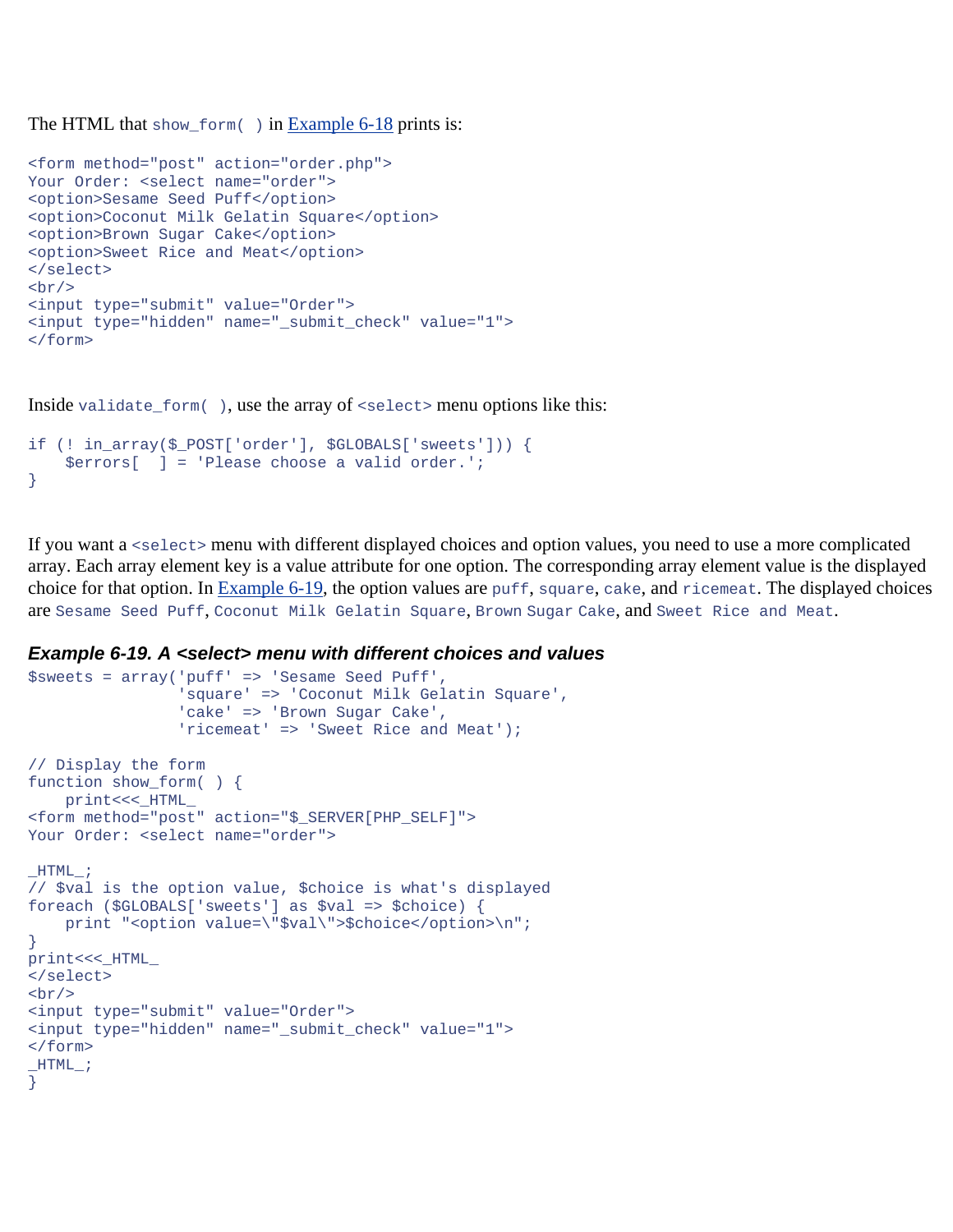The HTML that `show_form( )` in Example 6-18 prints is:

```
<form method="post" action="order.php">
Your Order: <select name="order">
<option>Sesame Seed Puff</option>
<option>Coconut Milk Gelatin Square</option>
<option>Brown Sugar Cake</option>
<option>Sweet Rice and Meat</option>
</select>
<br/>
<input type="submit" value="Order">
<input type="hidden" name="_submit_check" value="1">
</form>
```

Inside `validate_form( )`, use the array of `<select>` menu options like this:

```
if (! in_array($_POST['order'], $GLOBALS['sweets'])) {
    $errors[  ] = 'Please choose a valid order.';
}
```

If you want a `<select>` menu with different displayed choices and option values, you need to use a more complicated array. Each array element key is a value attribute for one option. The corresponding array element value is the displayed choice for that option. In Example 6-19, the option values are `puff`, `square`, `cake`, and `ricemeat`. The displayed choices are `Sesame Seed Puff`, `Coconut Milk Gelatin Square`, `Brown Sugar Cake`, and `Sweet Rice and Meat`.

***Example 6-19. A <select> menu with different choices and values***

```
$sweets = array('puff' => 'Sesame Seed Puff',
                'square' => 'Coconut Milk Gelatin Square',
                'cake' => 'Brown Sugar Cake',
                'ricemeat' => 'Sweet Rice and Meat');

// Display the form
function show_form( ) {
    print<<<_HTML_
<form method="post" action="$_SERVER[PHP_SELF]">
Your Order: <select name="order">

_HTML_;
// $val is the option value, $choice is what's displayed
foreach ($GLOBALS['sweets'] as $val => $choice) {
    print "<option value=\"$val\">$choice</option>\n";
}
print<<<_HTML_
</select>
<br/>
<input type="submit" value="Order">
<input type="hidden" name="_submit_check" value="1">
</form>
_HTML_;
}
```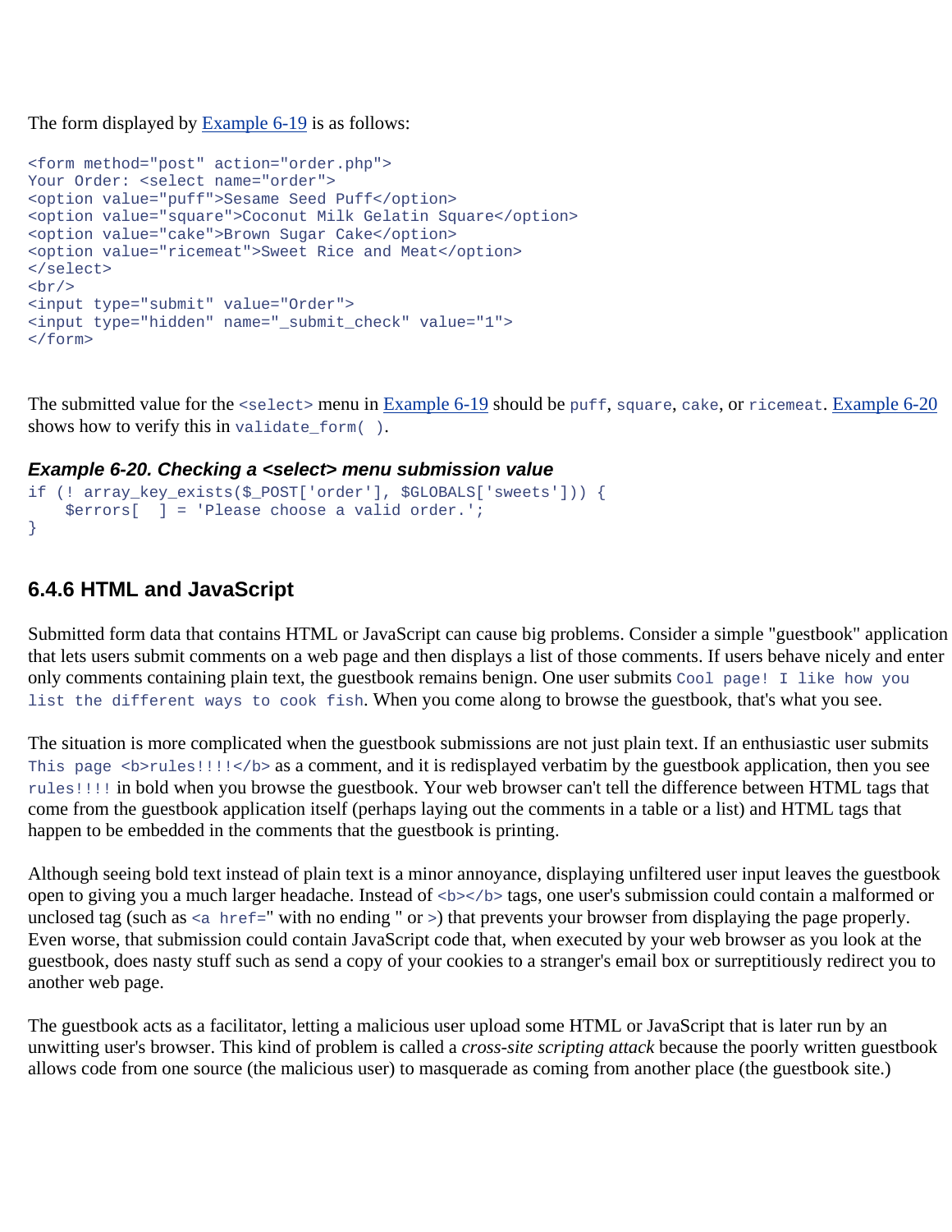The form displayed by Example 6-19 is as follows:

```
<form method="post" action="order.php">
Your Order: <select name="order">
<option value="puff">Sesame Seed Puff</option>
<option value="square">Coconut Milk Gelatin Square</option>
<option value="cake">Brown Sugar Cake</option>
<option value="ricemeat">Sweet Rice and Meat</option>
</select>
<br/>
<input type="submit" value="Order">
<input type="hidden" name="_submit_check" value="1">
</form>
```

The submitted value for the `<select>` menu in Example 6-19 should be `puff`, `square`, `cake`, or `ricemeat`. Example 6-20 shows how to verify this in `validate_form( )`.

#### *Example 6-20. Checking a <select> menu submission value*

```
if (! array_key_exists($_POST['order'], $GLOBALS['sweets'])) {
    $errors[  ] = 'Please choose a valid order.';
}
```

### 6.4.6 HTML and JavaScript

Submitted form data that contains HTML or JavaScript can cause big problems. Consider a simple "guestbook" application that lets users submit comments on a web page and then displays a list of those comments. If users behave nicely and enter only comments containing plain text, the guestbook remains benign. One user submits `Cool page! I like how you list the different ways to cook fish`. When you come along to browse the guestbook, that's what you see.

The situation is more complicated when the guestbook submissions are not just plain text. If an enthusiastic user submits `This page <b>rules!!!!</b>` as a comment, and it is redisplayed verbatim by the guestbook application, then you see `rules!!!!` in bold when you browse the guestbook. Your web browser can't tell the difference between HTML tags that come from the guestbook application itself (perhaps laying out the comments in a table or a list) and HTML tags that happen to be embedded in the comments that the guestbook is printing.

Although seeing bold text instead of plain text is a minor annoyance, displaying unfiltered user input leaves the guestbook open to giving you a much larger headache. Instead of `<b></b>` tags, one user's submission could contain a malformed or unclosed tag (such as `<a href="` with no ending " or `>`) that prevents your browser from displaying the page properly. Even worse, that submission could contain JavaScript code that, when executed by your web browser as you look at the guestbook, does nasty stuff such as send a copy of your cookies to a stranger's email box or surreptitiously redirect you to another web page.

The guestbook acts as a facilitator, letting a malicious user upload some HTML or JavaScript that is later run by an unwitting user's browser. This kind of problem is called a *cross-site scripting attack* because the poorly written guestbook allows code from one source (the malicious user) to masquerade as coming from another place (the guestbook site.)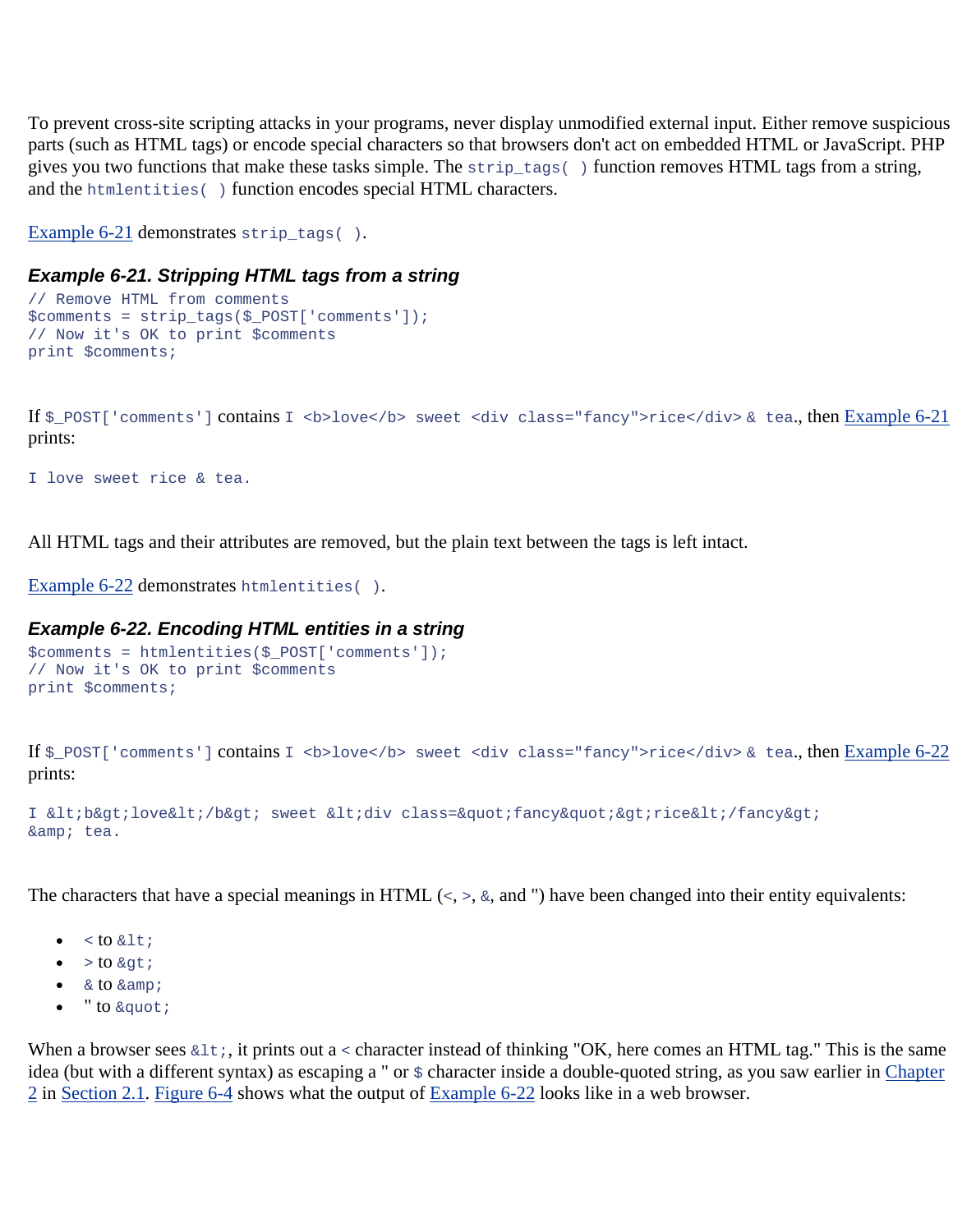To prevent cross-site scripting attacks in your programs, never display unmodified external input. Either remove suspicious parts (such as HTML tags) or encode special characters so that browsers don't act on embedded HTML or JavaScript. PHP gives you two functions that make these tasks simple. The `strip_tags( )` function removes HTML tags from a string, and the `htmlentities( )` function encodes special HTML characters.

Example 6-21 demonstrates `strip_tags( )`.

### *Example 6-21. Stripping HTML tags from a string*

```
// Remove HTML from comments
$comments = strip_tags($_POST['comments']);
// Now it's OK to print $comments
print $comments;
```

If `$_POST['comments']` contains `I <b>love</b> sweet <div class="fancy">rice</div> & tea.`, then Example 6-21 prints:

```
I love sweet rice & tea.
```

All HTML tags and their attributes are removed, but the plain text between the tags is left intact.

Example 6-22 demonstrates `htmlentities( )`.

### *Example 6-22. Encoding HTML entities in a string*

```
$comments = htmlentities($_POST['comments']);
// Now it's OK to print $comments
print $comments;
```

If `$_POST['comments']` contains `I <b>love</b> sweet <div class="fancy">rice</div> & tea.`, then Example 6-22 prints:

```
I &lt;b&gt;love&lt;/b&gt; sweet &lt;div class=&quot;fancy&quot;&gt;rice&lt;/fancy&gt;
&amp; tea.
```

The characters that have a special meanings in HTML (`<`, `>`, `&`, and ") have been changed into their entity equivalents:

- `<` to `&lt;`
- `>` to `&gt;`
- `&` to `&amp;`
- " to `&quot;`

When a browser sees `&lt;`, it prints out a `<` character instead of thinking "OK, here comes an HTML tag." This is the same idea (but with a different syntax) as escaping a " or `$` character inside a double-quoted string, as you saw earlier in Chapter 2 in Section 2.1. Figure 6-4 shows what the output of Example 6-22 looks like in a web browser.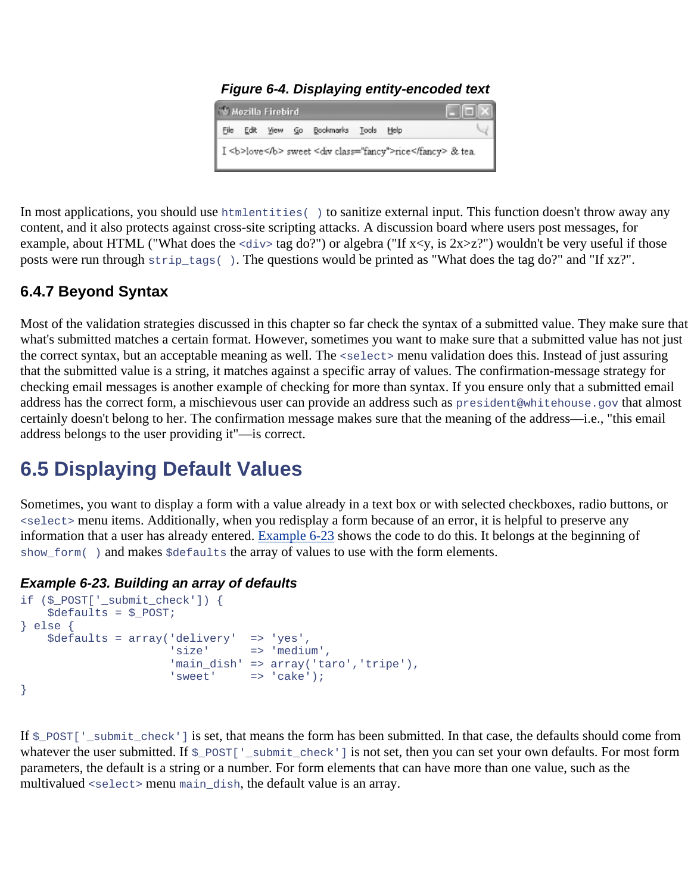*Figure 6-4. Displaying entity-encoded text*

In most applications, you should use `htmlentities( )` to sanitize external input. This function doesn't throw away any content, and it also protects against cross-site scripting attacks. A discussion board where users post messages, for example, about HTML ("What does the `<div>` tag do?") or algebra ("If x<y, is 2x>z?") wouldn't be very useful if those posts were run through `strip_tags( )`. The questions would be printed as "What does the tag do?" and "If xz?".

### 6.4.7 Beyond Syntax

Most of the validation strategies discussed in this chapter so far check the syntax of a submitted value. They make sure that what's submitted matches a certain format. However, sometimes you want to make sure that a submitted value has not just the correct syntax, but an acceptable meaning as well. The `<select>` menu validation does this. Instead of just assuring that the submitted value is a string, it matches against a specific array of values. The confirmation-message strategy for checking email messages is another example of checking for more than syntax. If you ensure only that a submitted email address has the correct form, a mischievous user can provide an address such as `president@whitehouse.gov` that almost certainly doesn't belong to her. The confirmation message makes sure that the meaning of the address—i.e., "this email address belongs to the user providing it"—is correct.

## 6.5 Displaying Default Values

Sometimes, you want to display a form with a value already in a text box or with selected checkboxes, radio buttons, or `<select>` menu items. Additionally, when you redisplay a form because of an error, it is helpful to preserve any information that a user has already entered. Example 6-23 shows the code to do this. It belongs at the beginning of `show_form( )` and makes `$defaults` the array of values to use with the form elements.

*Example 6-23. Building an array of defaults*

```
if ($_POST['_submit_check']) {
    $defaults = $_POST;
} else {
    $defaults = array('delivery'  => 'yes',
                      'size'      => 'medium',
                      'main_dish' => array('taro','tripe'),
                      'sweet'     => 'cake');
}
```

If `$_POST['_submit_check']` is set, that means the form has been submitted. In that case, the defaults should come from whatever the user submitted. If `$_POST['_submit_check']` is not set, then you can set your own defaults. For most form parameters, the default is a string or a number. For form elements that can have more than one value, such as the multivalued `<select>` menu `main_dish`, the default value is an array.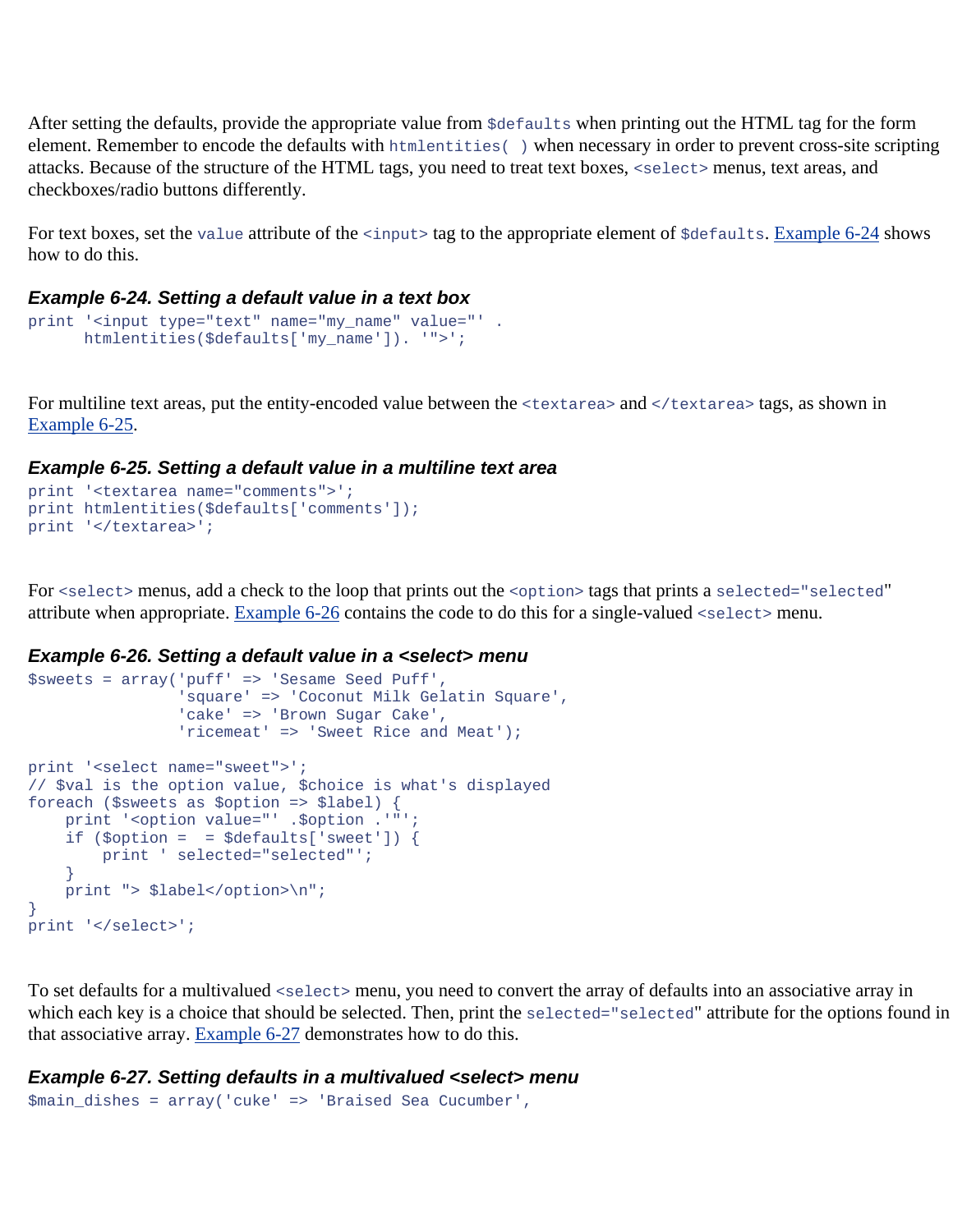After setting the defaults, provide the appropriate value from `$defaults` when printing out the HTML tag for the form element. Remember to encode the defaults with `htmlentities( )` when necessary in order to prevent cross-site scripting attacks. Because of the structure of the HTML tags, you need to treat text boxes, `<select>` menus, text areas, and checkboxes/radio buttons differently.

For text boxes, set the `value` attribute of the `<input>` tag to the appropriate element of `$defaults`. Example 6-24 shows how to do this.

#### *Example 6-24. Setting a default value in a text box*

```
print '<input type="text" name="my_name" value="' .
      htmlentities($defaults['my_name']). '">';
```

For multiline text areas, put the entity-encoded value between the `<textarea>` and `</textarea>` tags, as shown in Example 6-25.

#### *Example 6-25. Setting a default value in a multiline text area*

```
print '<textarea name="comments">';
print htmlentities($defaults['comments']);
print '</textarea>';
```

For `<select>` menus, add a check to the loop that prints out the `<option>` tags that prints a `selected="selected"` attribute when appropriate. Example 6-26 contains the code to do this for a single-valued `<select>` menu.

#### *Example 6-26. Setting a default value in a <select> menu*

```
$sweets = array('puff' => 'Sesame Seed Puff',
                'square' => 'Coconut Milk Gelatin Square',
                'cake' => 'Brown Sugar Cake',
                'ricemeat' => 'Sweet Rice and Meat');

print '<select name="sweet">';
// $val is the option value, $choice is what's displayed
foreach ($sweets as $option => $label) {
    print '<option value="' .$option .'"';
    if ($option =  = $defaults['sweet']) {
        print ' selected="selected"';
    }
    print "> $label</option>\n";
}
print '</select>';
```

To set defaults for a multivalued `<select>` menu, you need to convert the array of defaults into an associative array in which each key is a choice that should be selected. Then, print the `selected="selected"` attribute for the options found in that associative array. Example 6-27 demonstrates how to do this.

#### *Example 6-27. Setting defaults in a multivalued <select> menu*

```
$main_dishes = array('cuke' => 'Braised Sea Cucumber',
```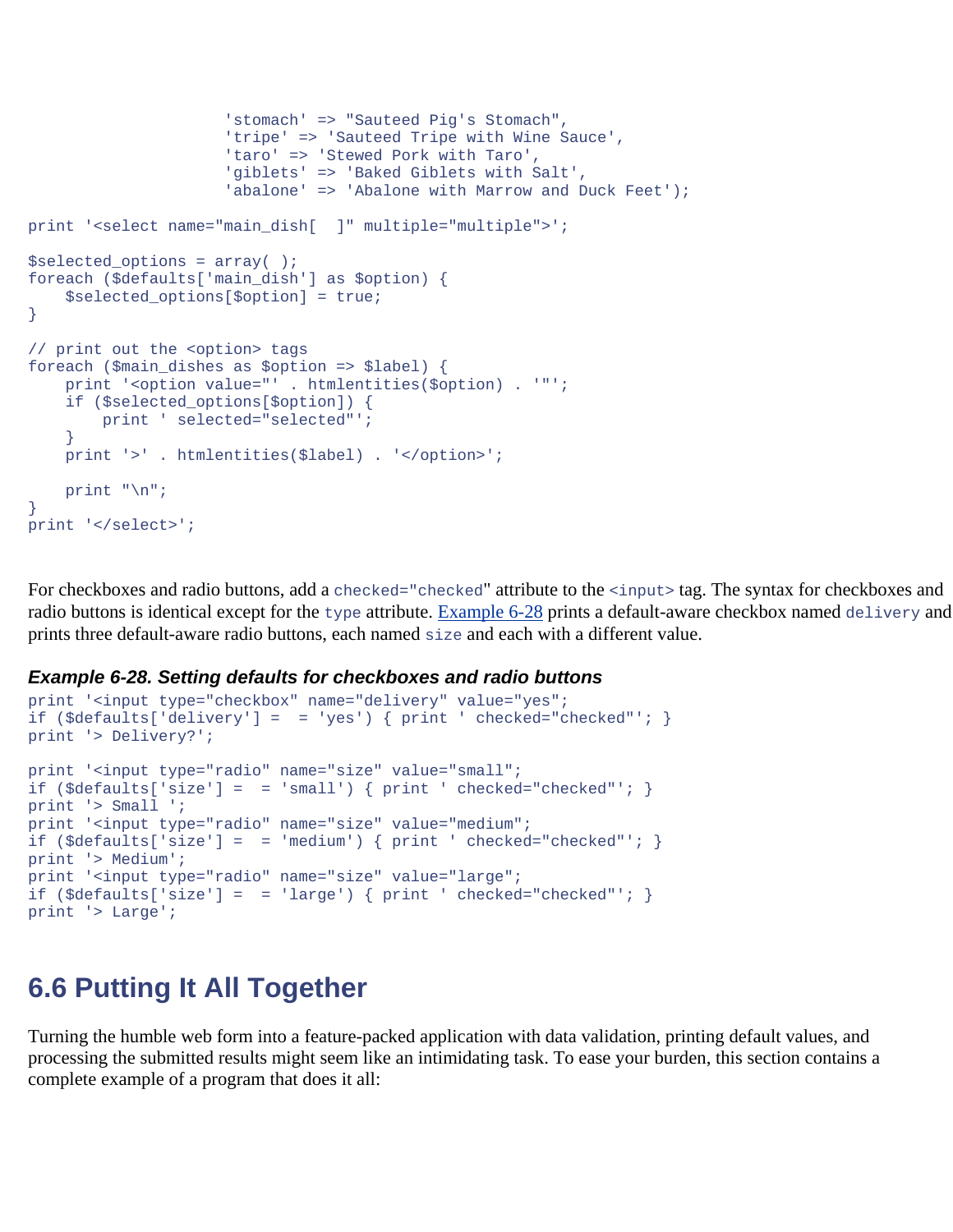```
                        'stomach' => "Sauteed Pig's Stomach",
                        'tripe' => 'Sauteed Tripe with Wine Sauce',
                        'taro' => 'Stewed Pork with Taro',
                        'giblets' => 'Baked Giblets with Salt',
                        'abalone' => 'Abalone with Marrow and Duck Feet');

print '<select name="main_dish[  ]" multiple="multiple">';

$selected_options = array( );
foreach ($defaults['main_dish'] as $option) {
    $selected_options[$option] = true;
}

// print out the <option> tags
foreach ($main_dishes as $option => $label) {
    print '<option value="' . htmlentities($option) . '"';
    if ($selected_options[$option]) {
        print ' selected="selected"';
    }
    print '>' . htmlentities($label) . '</option>';

    print "\n";
}
print '</select>';
```

For checkboxes and radio buttons, add a `checked="checked"` attribute to the `<input>` tag. The syntax for checkboxes and radio buttons is identical except for the `type` attribute. Example 6-28 prints a default-aware checkbox named `delivery` and prints three default-aware radio buttons, each named `size` and each with a different value.

***Example 6-28. Setting defaults for checkboxes and radio buttons***

```
print '<input type="checkbox" name="delivery" value="yes"';
if ($defaults['delivery'] =  = 'yes') { print ' checked="checked"'; }
print '> Delivery?';

print '<input type="radio" name="size" value="small"';
if ($defaults['size'] =  = 'small') { print ' checked="checked"'; }
print '> Small ';
print '<input type="radio" name="size" value="medium"';
if ($defaults['size'] =  = 'medium') { print ' checked="checked"'; }
print '> Medium';
print '<input type="radio" name="size" value="large"';
if ($defaults['size'] =  = 'large') { print ' checked="checked"'; }
print '> Large';
```

## 6.6 Putting It All Together

Turning the humble web form into a feature-packed application with data validation, printing default values, and processing the submitted results might seem like an intimidating task. To ease your burden, this section contains a complete example of a program that does it all: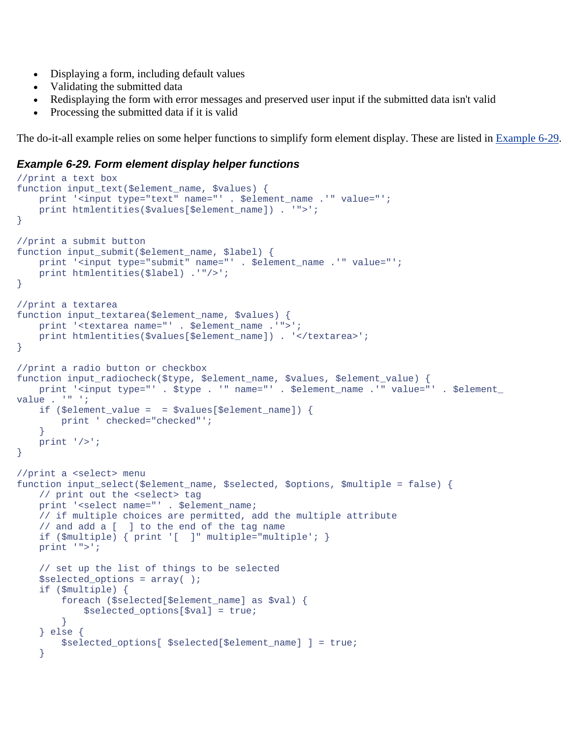- Displaying a form, including default values
- Validating the submitted data
- Redisplaying the form with error messages and preserved user input if the submitted data isn't valid
- Processing the submitted data if it is valid

The do-it-all example relies on some helper functions to simplify form element display. These are listed in Example 6-29.

### *Example 6-29. Form element display helper functions*

```
//print a text box
function input_text($element_name, $values) {
    print '<input type="text" name="' . $element_name .'" value="';
    print htmlentities($values[$element_name]) . '">';
}

//print a submit button
function input_submit($element_name, $label) {
    print '<input type="submit" name="' . $element_name .'" value="';
    print htmlentities($label) .'"/>';
}

//print a textarea
function input_textarea($element_name, $values) {
    print '<textarea name="' . $element_name .'">';
    print htmlentities($values[$element_name]) . '</textarea>';
}

//print a radio button or checkbox
function input_radiocheck($type, $element_name, $values, $element_value) {
    print '<input type="' . $type . '" name="' . $element_name .'" value="' . $element_
value . '" ';
    if ($element_value =  = $values[$element_name]) {
        print ' checked="checked"';
    }
    print '/>';
}

//print a <select> menu
function input_select($element_name, $selected, $options, $multiple = false) {
    // print out the <select> tag
    print '<select name="' . $element_name;
    // if multiple choices are permitted, add the multiple attribute
    // and add a [  ] to the end of the tag name
    if ($multiple) { print '[  ]" multiple="multiple'; }
    print '">';

    // set up the list of things to be selected
    $selected_options = array( );
    if ($multiple) {
        foreach ($selected[$element_name] as $val) {
            $selected_options[$val] = true;
        }
    } else {
        $selected_options[ $selected[$element_name] ] = true;
    }
```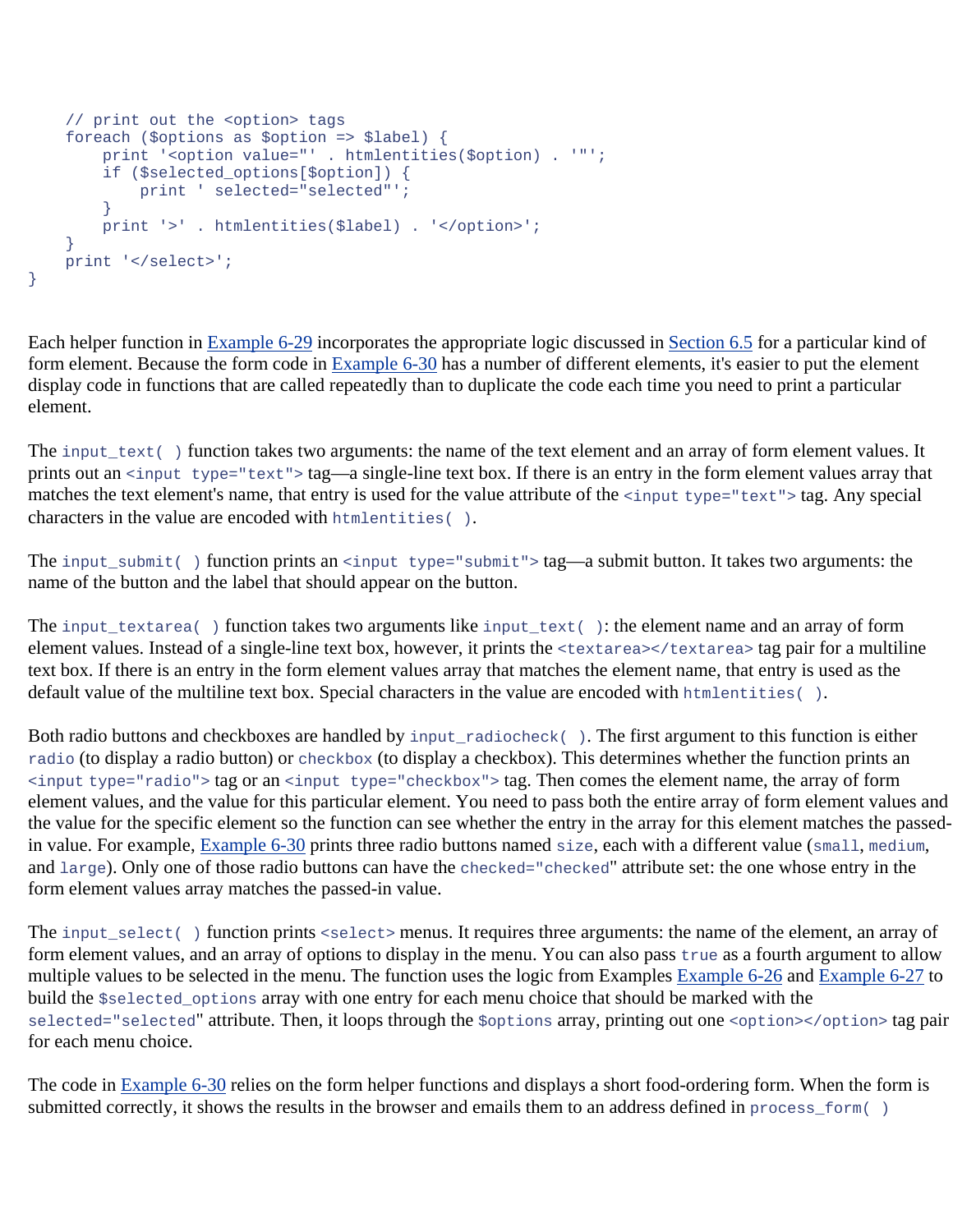```
    // print out the <option> tags
    foreach ($options as $option => $label) {
        print '<option value="' . htmlentities($option) . '"';
        if ($selected_options[$option]) {
            print ' selected="selected"';
        }
        print '>' . htmlentities($label) . '</option>';
    }
    print '</select>';
}
```

Each helper function in Example 6-29 incorporates the appropriate logic discussed in Section 6.5 for a particular kind of form element. Because the form code in Example 6-30 has a number of different elements, it's easier to put the element display code in functions that are called repeatedly than to duplicate the code each time you need to print a particular element.

The `input_text( )` function takes two arguments: the name of the text element and an array of form element values. It prints out an `<input type="text">` tag—a single-line text box. If there is an entry in the form element values array that matches the text element's name, that entry is used for the value attribute of the `<input type="text">` tag. Any special characters in the value are encoded with `htmlentities( )`.

The `input_submit( )` function prints an `<input type="submit">` tag—a submit button. It takes two arguments: the name of the button and the label that should appear on the button.

The `input_textarea( )` function takes two arguments like `input_text( )`: the element name and an array of form element values. Instead of a single-line text box, however, it prints the `<textarea></textarea>` tag pair for a multiline text box. If there is an entry in the form element values array that matches the element name, that entry is used as the default value of the multiline text box. Special characters in the value are encoded with `htmlentities( )`.

Both radio buttons and checkboxes are handled by `input_radiocheck( )`. The first argument to this function is either `radio` (to display a radio button) or `checkbox` (to display a checkbox). This determines whether the function prints an `<input type="radio">` tag or an `<input type="checkbox">` tag. Then comes the element name, the array of form element values, and the value for this particular element. You need to pass both the entire array of form element values and the value for the specific element so the function can see whether the entry in the array for this element matches the passed-in value. For example, Example 6-30 prints three radio buttons named `size`, each with a different value (`small`, `medium`, and `large`). Only one of those radio buttons can have the `checked="checked"` attribute set: the one whose entry in the form element values array matches the passed-in value.

The `input_select( )` function prints `<select>` menus. It requires three arguments: the name of the element, an array of form element values, and an array of options to display in the menu. You can also pass `true` as a fourth argument to allow multiple values to be selected in the menu. The function uses the logic from Examples Example 6-26 and Example 6-27 to build the `$selected_options` array with one entry for each menu choice that should be marked with the `selected="selected"` attribute. Then, it loops through the `$options` array, printing out one `<option></option>` tag pair for each menu choice.

The code in Example 6-30 relies on the form helper functions and displays a short food-ordering form. When the form is submitted correctly, it shows the results in the browser and emails them to an address defined in `process_form( )`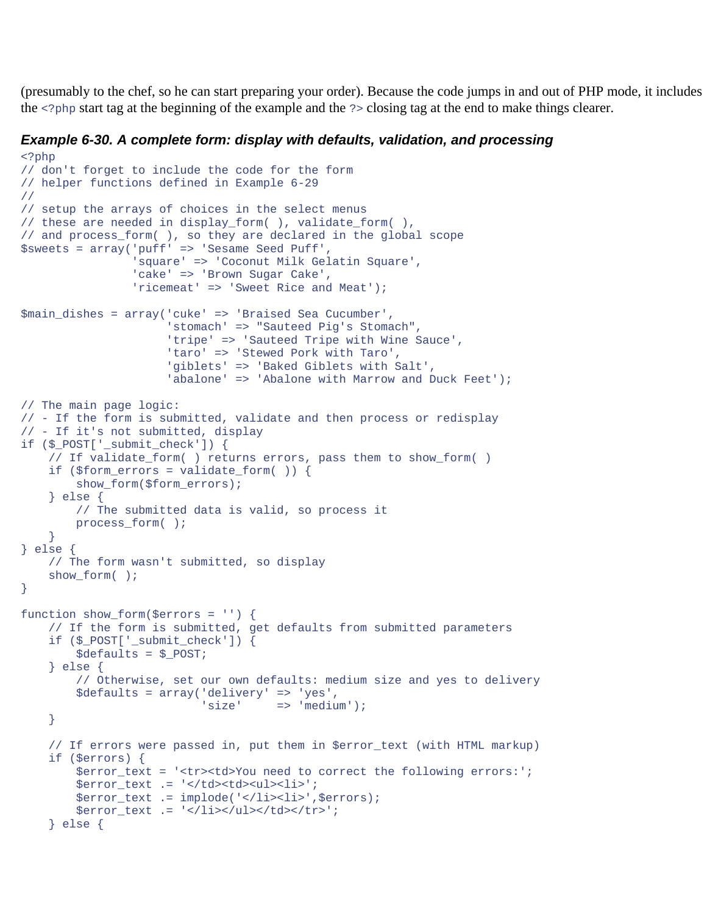(presumably to the chef, so he can start preparing your order). Because the code jumps in and out of PHP mode, it includes the `<?php` start tag at the beginning of the example and the `?>` closing tag at the end to make things clearer.

***Example 6-30. A complete form: display with defaults, validation, and processing***

```
<?php
// don't forget to include the code for the form
// helper functions defined in Example 6-29
//
// setup the arrays of choices in the select menus
// these are needed in display_form( ), validate_form( ),
// and process_form( ), so they are declared in the global scope
$sweets = array('puff' => 'Sesame Seed Puff',
                'square' => 'Coconut Milk Gelatin Square',
                'cake' => 'Brown Sugar Cake',
                'ricemeat' => 'Sweet Rice and Meat');

$main_dishes = array('cuke' => 'Braised Sea Cucumber',
                     'stomach' => "Sauteed Pig's Stomach",
                     'tripe' => 'Sauteed Tripe with Wine Sauce',
                     'taro' => 'Stewed Pork with Taro',
                     'giblets' => 'Baked Giblets with Salt',
                     'abalone' => 'Abalone with Marrow and Duck Feet');

// The main page logic:
// - If the form is submitted, validate and then process or redisplay
// - If it's not submitted, display
if ($_POST['_submit_check']) {
    // If validate_form( ) returns errors, pass them to show_form( )
    if ($form_errors = validate_form( )) {
        show_form($form_errors);
    } else {
        // The submitted data is valid, so process it
        process_form( );
    }
} else {
    // The form wasn't submitted, so display
    show_form( );
}

function show_form($errors = '') {
    // If the form is submitted, get defaults from submitted parameters
    if ($_POST['_submit_check']) {
        $defaults = $_POST;
    } else {
        // Otherwise, set our own defaults: medium size and yes to delivery
        $defaults = array('delivery' => 'yes',
                          'size'     => 'medium');
    }

    // If errors were passed in, put them in $error_text (with HTML markup)
    if ($errors) {
        $error_text = '<tr><td>You need to correct the following errors:';
        $error_text .= '</td><td><ul><li>';
        $error_text .= implode('</li><li>',$errors);
        $error_text .= '</li></ul></td></tr>';
    } else {
```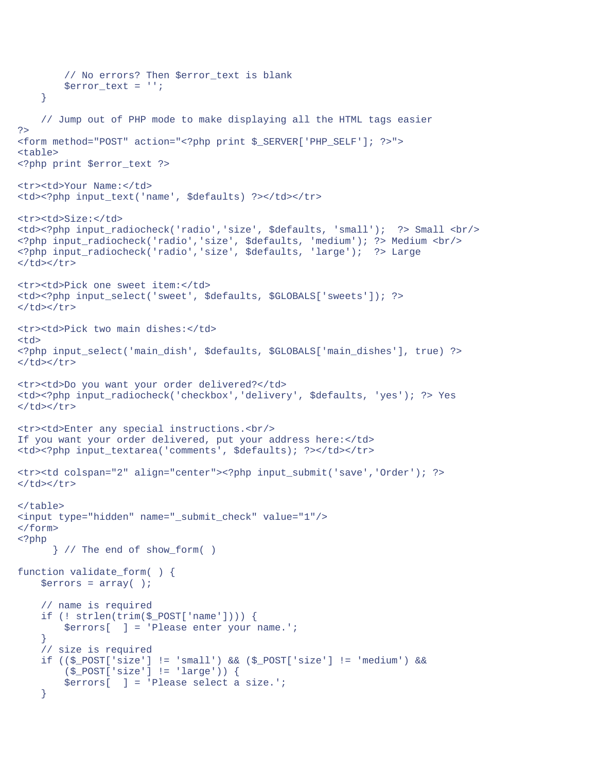```
        // No errors? Then $error_text is blank
        $error_text = '';
    }

    // Jump out of PHP mode to make displaying all the HTML tags easier
?>
<form method="POST" action="<?php print $_SERVER['PHP_SELF']; ?>">
<table>
<?php print $error_text ?>

<tr><td>Your Name:</td>
<td><?php input_text('name', $defaults) ?></td></tr>

<tr><td>Size:</td>
<td><?php input_radiocheck('radio','size', $defaults, 'small');  ?> Small <br/>
<?php input_radiocheck('radio','size', $defaults, 'medium'); ?> Medium <br/>
<?php input_radiocheck('radio','size', $defaults, 'large');  ?> Large
</td></tr>

<tr><td>Pick one sweet item:</td>
<td><?php input_select('sweet', $defaults, $GLOBALS['sweets']); ?>
</td></tr>

<tr><td>Pick two main dishes:</td>
<td>
<?php input_select('main_dish', $defaults, $GLOBALS['main_dishes'], true) ?>
</td></tr>

<tr><td>Do you want your order delivered?</td>
<td><?php input_radiocheck('checkbox','delivery', $defaults, 'yes'); ?> Yes
</td></tr>

<tr><td>Enter any special instructions.<br/>
If you want your order delivered, put your address here:</td>
<td><?php input_textarea('comments', $defaults); ?></td></tr>

<tr><td colspan="2" align="center"><?php input_submit('save','Order'); ?>
</td></tr>

</table>
<input type="hidden" name="_submit_check" value="1"/>
</form>
<?php
      } // The end of show_form( )

function validate_form( ) {
    $errors = array( );

    // name is required
    if (! strlen(trim($_POST['name']))) {
        $errors[  ] = 'Please enter your name.';
    }
    // size is required
    if (($_POST['size'] != 'small') && ($_POST['size'] != 'medium') &&
        ($_POST['size'] != 'large')) {
        $errors[  ] = 'Please select a size.';
    }
```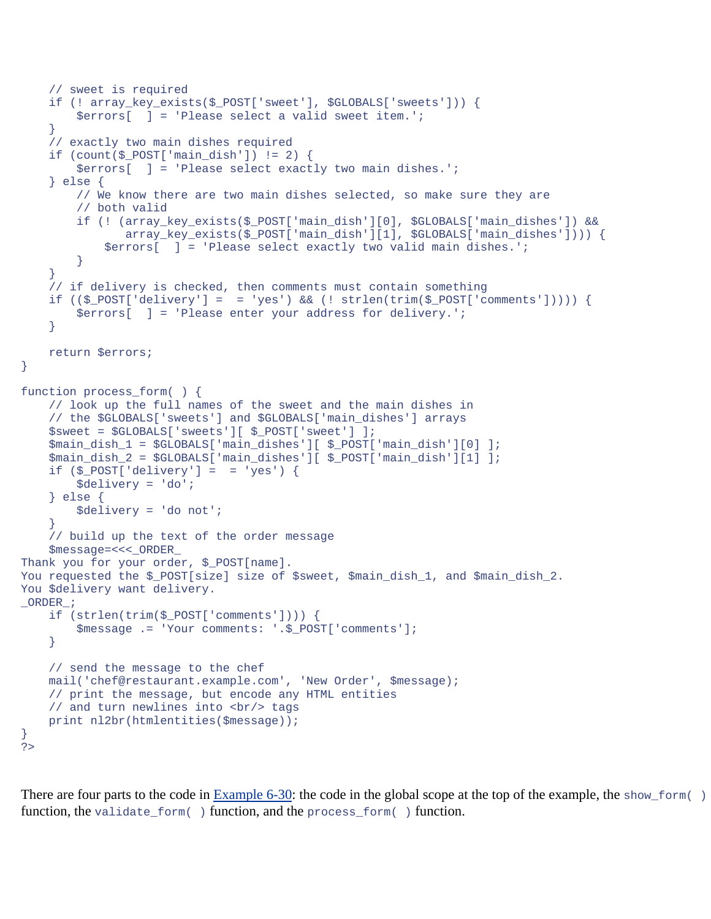```
    // sweet is required
    if (! array_key_exists($_POST['sweet'], $GLOBALS['sweets'])) {
        $errors[  ] = 'Please select a valid sweet item.';
    }
    // exactly two main dishes required
    if (count($_POST['main_dish']) != 2) {
        $errors[  ] = 'Please select exactly two main dishes.';
    } else {
        // We know there are two main dishes selected, so make sure they are
        // both valid
        if (! (array_key_exists($_POST['main_dish'][0], $GLOBALS['main_dishes']) &&
               array_key_exists($_POST['main_dish'][1], $GLOBALS['main_dishes']))) {
            $errors[  ] = 'Please select exactly two valid main dishes.';
        }
    }
    // if delivery is checked, then comments must contain something
    if (($_POST['delivery'] =  = 'yes') && (! strlen(trim($_POST['comments'])))) {
        $errors[  ] = 'Please enter your address for delivery.';
    }

    return $errors;
}

function process_form( ) {
    // look up the full names of the sweet and the main dishes in
    // the $GLOBALS['sweets'] and $GLOBALS['main_dishes'] arrays
    $sweet = $GLOBALS['sweets'][ $_POST['sweet'] ];
    $main_dish_1 = $GLOBALS['main_dishes'][ $_POST['main_dish'][0] ];
    $main_dish_2 = $GLOBALS['main_dishes'][ $_POST['main_dish'][1] ];
    if ($_POST['delivery'] =  = 'yes') {
        $delivery = 'do';
    } else {
        $delivery = 'do not';
    }
    // build up the text of the order message
    $message=<<<_ORDER_
Thank you for your order, $_POST[name].
You requested the $_POST[size] size of $sweet, $main_dish_1, and $main_dish_2.
You $delivery want delivery.
_ORDER_;
    if (strlen(trim($_POST['comments']))) {
        $message .= 'Your comments: '.$_POST['comments'];
    }

    // send the message to the chef
    mail('chef@restaurant.example.com', 'New Order', $message);
    // print the message, but encode any HTML entities
    // and turn newlines into <br/> tags
    print nl2br(htmlentities($message));
}
?>
```

There are four parts to the code in Example 6-30: the code in the global scope at the top of the example, the `show_form( )` function, the `validate_form( )` function, and the `process_form( )` function.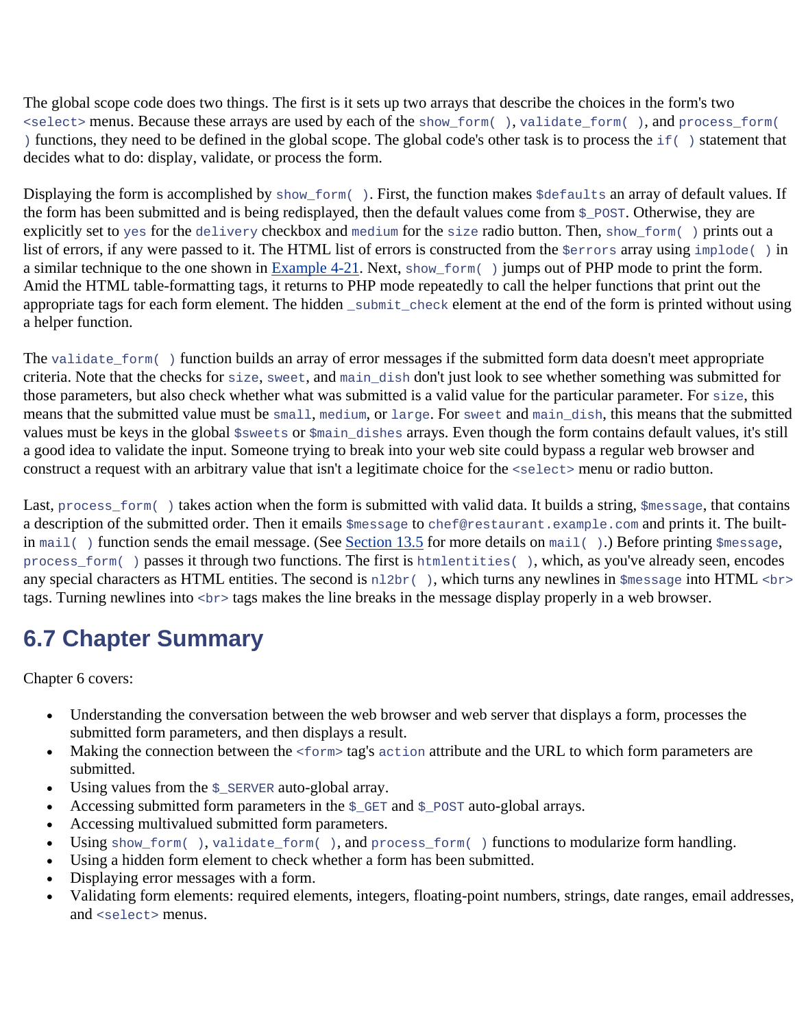The global scope code does two things. The first is it sets up two arrays that describe the choices in the form's two `<select>` menus. Because these arrays are used by each of the `show_form( )`, `validate_form( )`, and `process_form( )` functions, they need to be defined in the global scope. The global code's other task is to process the `if( )` statement that decides what to do: display, validate, or process the form.

Displaying the form is accomplished by `show_form( )`. First, the function makes `$defaults` an array of default values. If the form has been submitted and is being redisplayed, then the default values come from `$_POST`. Otherwise, they are explicitly set to `yes` for the `delivery` checkbox and `medium` for the `size` radio button. Then, `show_form( )` prints out a list of errors, if any were passed to it. The HTML list of errors is constructed from the `$errors` array using `implode( )` in a similar technique to the one shown in Example 4-21. Next, `show_form( )` jumps out of PHP mode to print the form. Amid the HTML table-formatting tags, it returns to PHP mode repeatedly to call the helper functions that print out the appropriate tags for each form element. The hidden `_submit_check` element at the end of the form is printed without using a helper function.

The `validate_form( )` function builds an array of error messages if the submitted form data doesn't meet appropriate criteria. Note that the checks for `size`, `sweet`, and `main_dish` don't just look to see whether something was submitted for those parameters, but also check whether what was submitted is a valid value for the particular parameter. For `size`, this means that the submitted value must be `small`, `medium`, or `large`. For `sweet` and `main_dish`, this means that the submitted values must be keys in the global `$sweets` or `$main_dishes` arrays. Even though the form contains default values, it's still a good idea to validate the input. Someone trying to break into your web site could bypass a regular web browser and construct a request with an arbitrary value that isn't a legitimate choice for the `<select>` menu or radio button.

Last, `process_form( )` takes action when the form is submitted with valid data. It builds a string, `$message`, that contains a description of the submitted order. Then it emails `$message` to `chef@restaurant.example.com` and prints it. The built-in `mail( )` function sends the email message. (See Section 13.5 for more details on `mail( )`.) Before printing `$message`, `process_form( )` passes it through two functions. The first is `htmlentities( )`, which, as you've already seen, encodes any special characters as HTML entities. The second is `nl2br( )`, which turns any newlines in `$message` into HTML `<br>` tags. Turning newlines into `<br>` tags makes the line breaks in the message display properly in a web browser.

## 6.7 Chapter Summary

Chapter 6 covers:

- Understanding the conversation between the web browser and web server that displays a form, processes the submitted form parameters, and then displays a result.
- Making the connection between the `<form>` tag's `action` attribute and the URL to which form parameters are submitted.
- Using values from the `$_SERVER` auto-global array.
- Accessing submitted form parameters in the `$_GET` and `$_POST` auto-global arrays.
- Accessing multivalued submitted form parameters.
- Using `show_form( )`, `validate_form( )`, and `process_form( )` functions to modularize form handling.
- Using a hidden form element to check whether a form has been submitted.
- Displaying error messages with a form.
- Validating form elements: required elements, integers, floating-point numbers, strings, date ranges, email addresses, and `<select>` menus.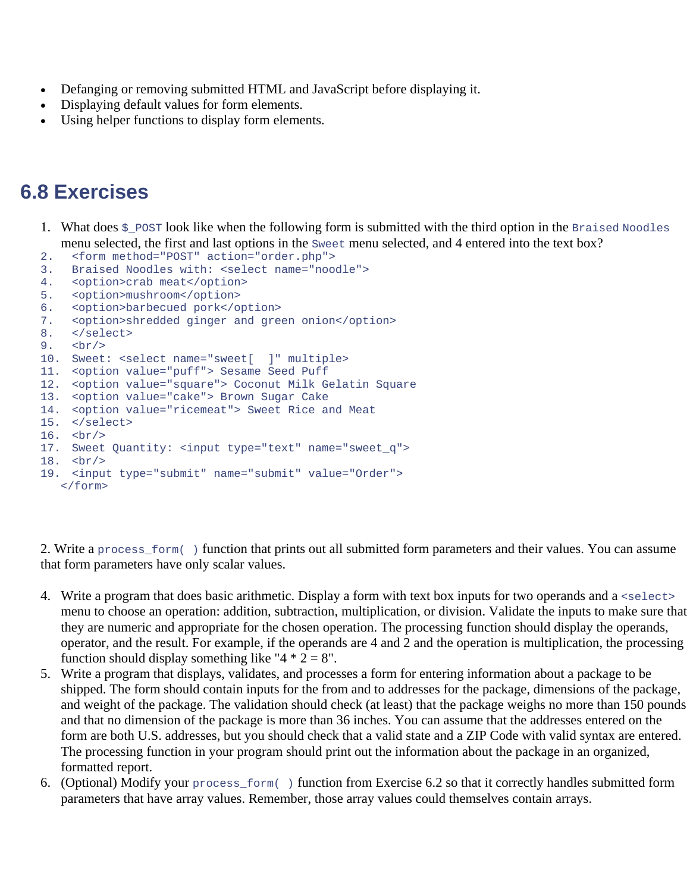- Defanging or removing submitted HTML and JavaScript before displaying it.
- Displaying default values for form elements.
- Using helper functions to display form elements.

## 6.8 Exercises

1. What does `$_POST` look like when the following form is submitted with the third option in the `Braised Noodles` menu selected, the first and last options in the `Sweet` menu selected, and 4 entered into the text box?

```
2.  <form method="POST" action="order.php">
3.  Braised Noodles with: <select name="noodle">
4.  <option>crab meat</option>
5.  <option>mushroom</option>
6.  <option>barbecued pork</option>
7.  <option>shredded ginger and green onion</option>
8.  </select>
9.  <br/>
10. Sweet: <select name="sweet[  ]" multiple>
11. <option value="puff"> Sesame Seed Puff
12. <option value="square"> Coconut Milk Gelatin Square
13. <option value="cake"> Brown Sugar Cake
14. <option value="ricemeat"> Sweet Rice and Meat
15. </select>
16. <br/>
17. Sweet Quantity: <input type="text" name="sweet_q">
18. <br/>
19. <input type="submit" name="submit" value="Order">
    </form>
```

2. Write a `process_form( )` function that prints out all submitted form parameters and their values. You can assume that form parameters have only scalar values.

4. Write a program that does basic arithmetic. Display a form with text box inputs for two operands and a `<select>` menu to choose an operation: addition, subtraction, multiplication, or division. Validate the inputs to make sure that they are numeric and appropriate for the chosen operation. The processing function should display the operands, operator, and the result. For example, if the operands are 4 and 2 and the operation is multiplication, the processing function should display something like "4 * 2 = 8".
5. Write a program that displays, validates, and processes a form for entering information about a package to be shipped. The form should contain inputs for the from and to addresses for the package, dimensions of the package, and weight of the package. The validation should check (at least) that the package weighs no more than 150 pounds and that no dimension of the package is more than 36 inches. You can assume that the addresses entered on the form are both U.S. addresses, but you should check that a valid state and a ZIP Code with valid syntax are entered. The processing function in your program should print out the information about the package in an organized, formatted report.
6. (Optional) Modify your `process_form( )` function from Exercise 6.2 so that it correctly handles submitted form parameters that have array values. Remember, those array values could themselves contain arrays.